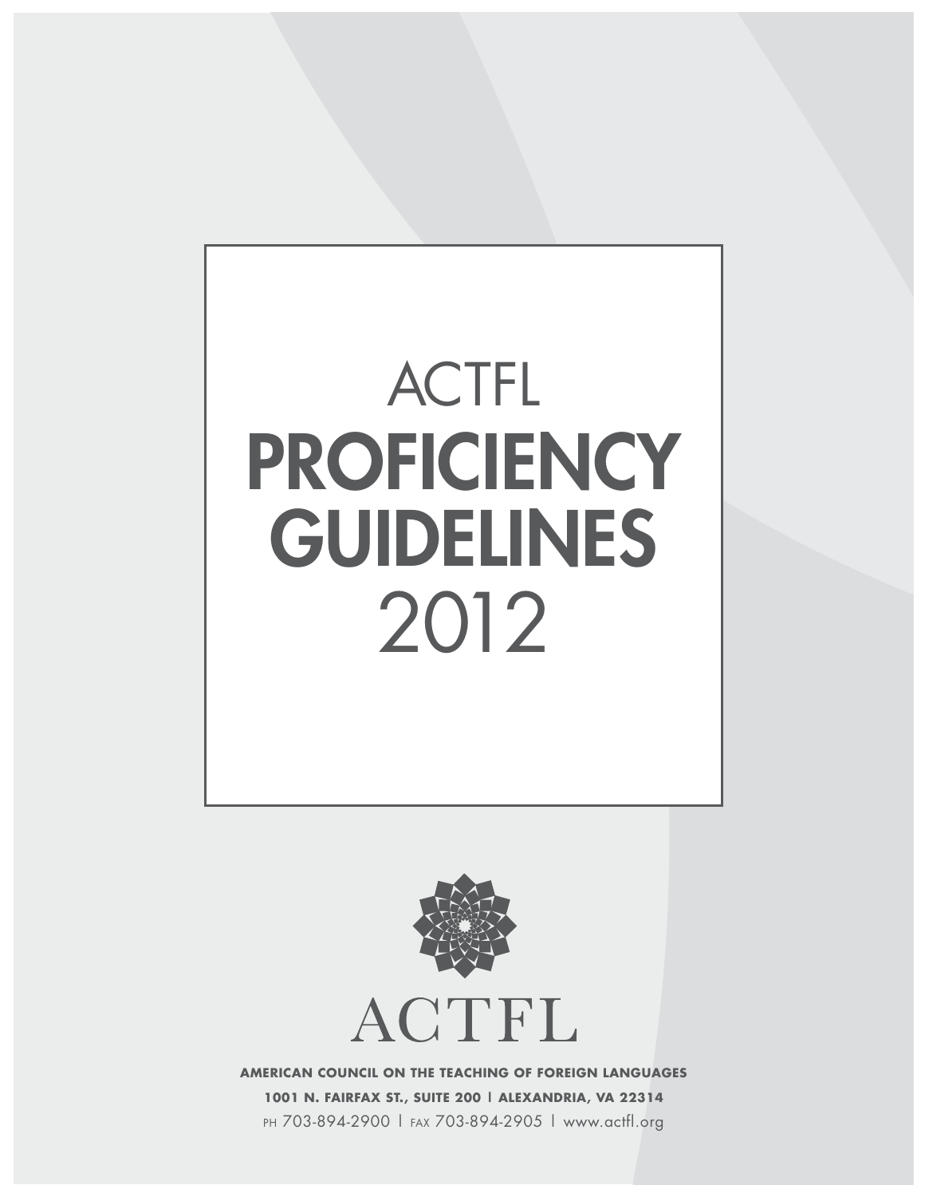# ACTFL PROFICIENCY GUIDELINES 2012

ACTFL

**AMERICAN COUNCIL ON THE TEACHING OF FOREIGN LANGUAGES**

**1001 N. FAIRFAX ST., SUITE 200 | ALEXANDRIA, VA 22314**

PH 703-894-2900 | FAX 703-894-2905 | www.actfl.org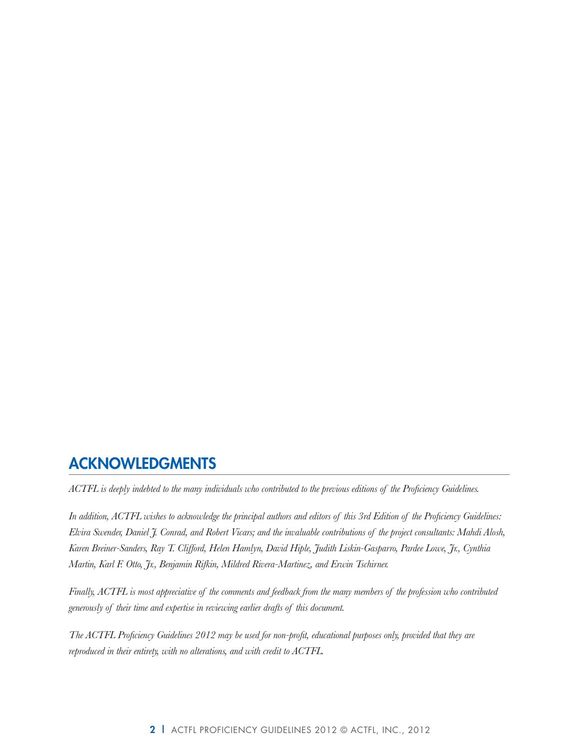## ACKNOWLEDGMENTS

*ACTFL is deeply indebted to the many individuals who contributed to the previous editions of the Proficiency Guidelines.*

*In addition, ACTFL wishes to acknowledge the principal authors and editors of this 3rd Edition of the Proficiency Guidelines: Elvira Swender, Daniel J. Conrad, and Robert Vicars; and the invaluable contributions of the project consultants: Mahdi Alosh, Karen Breiner-Sanders, Ray T. Clifford, Helen Hamlyn, David Hiple, Judith Liskin-Gasparro, Pardee Lowe, Jr., Cynthia Martin, Karl F. Otto, Jr., Benjamin Rifkin, Mildred Rivera-Martinez, and Erwin Tschirner.*

*Finally, ACTFL is most appreciative of the comments and feedback from the many members of the profession who contributed generously of their time and expertise in reviewing earlier drafts of this document.*

*The ACTFL Proficiency Guidelines 2012 may be used for non-profit, educational purposes only, provided that they are reproduced in their entirety, with no alterations, and with credit to ACTFL.*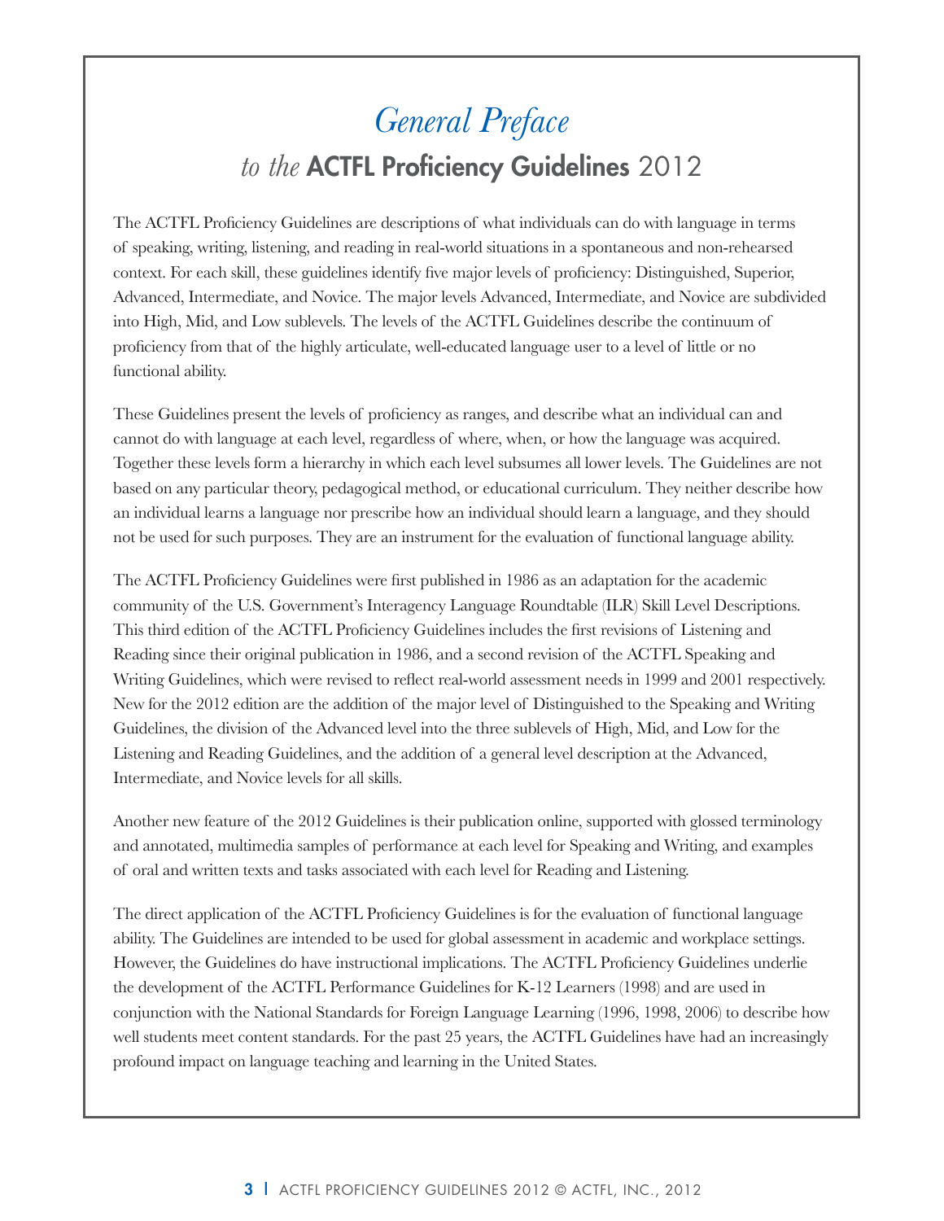# *General Preface*
## *to the* **ACTFL Proficiency Guidelines** 2012

The ACTFL Proficiency Guidelines are descriptions of what individuals can do with language in terms of speaking, writing, listening, and reading in real-world situations in a spontaneous and non-rehearsed context. For each skill, these guidelines identify five major levels of proficiency: Distinguished, Superior, Advanced, Intermediate, and Novice. The major levels Advanced, Intermediate, and Novice are subdivided into High, Mid, and Low sublevels. The levels of the ACTFL Guidelines describe the continuum of proficiency from that of the highly articulate, well-educated language user to a level of little or no functional ability.

These Guidelines present the levels of proficiency as ranges, and describe what an individual can and cannot do with language at each level, regardless of where, when, or how the language was acquired. Together these levels form a hierarchy in which each level subsumes all lower levels. The Guidelines are not based on any particular theory, pedagogical method, or educational curriculum. They neither describe how an individual learns a language nor prescribe how an individual should learn a language, and they should not be used for such purposes. They are an instrument for the evaluation of functional language ability.

The ACTFL Proficiency Guidelines were first published in 1986 as an adaptation for the academic community of the U.S. Government's Interagency Language Roundtable (ILR) Skill Level Descriptions. This third edition of the ACTFL Proficiency Guidelines includes the first revisions of Listening and Reading since their original publication in 1986, and a second revision of the ACTFL Speaking and Writing Guidelines, which were revised to reflect real-world assessment needs in 1999 and 2001 respectively. New for the 2012 edition are the addition of the major level of Distinguished to the Speaking and Writing Guidelines, the division of the Advanced level into the three sublevels of High, Mid, and Low for the Listening and Reading Guidelines, and the addition of a general level description at the Advanced, Intermediate, and Novice levels for all skills.

Another new feature of the 2012 Guidelines is their publication online, supported with glossed terminology and annotated, multimedia samples of performance at each level for Speaking and Writing, and examples of oral and written texts and tasks associated with each level for Reading and Listening.

The direct application of the ACTFL Proficiency Guidelines is for the evaluation of functional language ability. The Guidelines are intended to be used for global assessment in academic and workplace settings. However, the Guidelines do have instructional implications. The ACTFL Proficiency Guidelines underlie the development of the ACTFL Performance Guidelines for K-12 Learners (1998) and are used in conjunction with the National Standards for Foreign Language Learning (1996, 1998, 2006) to describe how well students meet content standards. For the past 25 years, the ACTFL Guidelines have had an increasingly profound impact on language teaching and learning in the United States.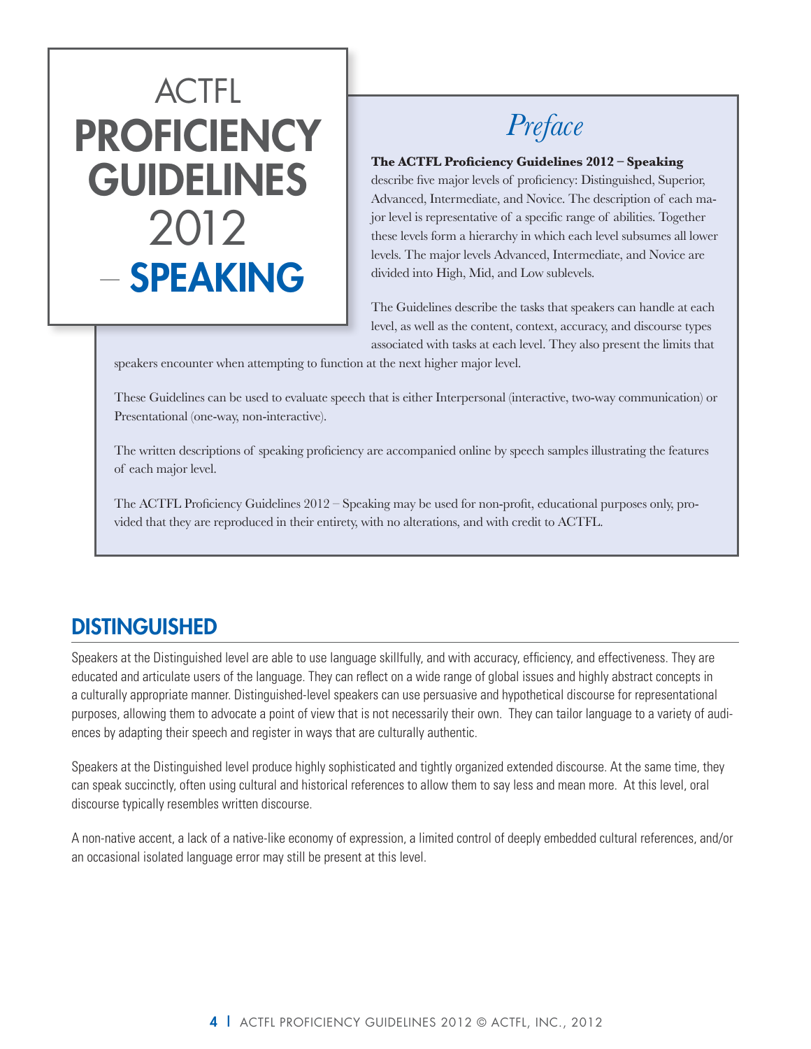# ACTFL PROFICIENCY GUIDELINES 2012 – SPEAKING

## *Preface*

**The ACTFL Proficiency Guidelines 2012 – Speaking** describe five major levels of proficiency: Distinguished, Superior, Advanced, Intermediate, and Novice. The description of each major level is representative of a specific range of abilities. Together these levels form a hierarchy in which each level subsumes all lower levels. The major levels Advanced, Intermediate, and Novice are divided into High, Mid, and Low sublevels.

The Guidelines describe the tasks that speakers can handle at each level, as well as the content, context, accuracy, and discourse types associated with tasks at each level. They also present the limits that speakers encounter when attempting to function at the next higher major level.

These Guidelines can be used to evaluate speech that is either Interpersonal (interactive, two-way communication) or Presentational (one-way, non-interactive).

The written descriptions of speaking proficiency are accompanied online by speech samples illustrating the features of each major level.

The ACTFL Proficiency Guidelines 2012 – Speaking may be used for non-profit, educational purposes only, provided that they are reproduced in their entirety, with no alterations, and with credit to ACTFL.

## DISTINGUISHED

Speakers at the Distinguished level are able to use language skillfully, and with accuracy, efficiency, and effectiveness. They are educated and articulate users of the language. They can reflect on a wide range of global issues and highly abstract concepts in a culturally appropriate manner. Distinguished-level speakers can use persuasive and hypothetical discourse for representational purposes, allowing them to advocate a point of view that is not necessarily their own. They can tailor language to a variety of audiences by adapting their speech and register in ways that are culturally authentic.

Speakers at the Distinguished level produce highly sophisticated and tightly organized extended discourse. At the same time, they can speak succinctly, often using cultural and historical references to allow them to say less and mean more. At this level, oral discourse typically resembles written discourse.

A non-native accent, a lack of a native-like economy of expression, a limited control of deeply embedded cultural references, and/or an occasional isolated language error may still be present at this level.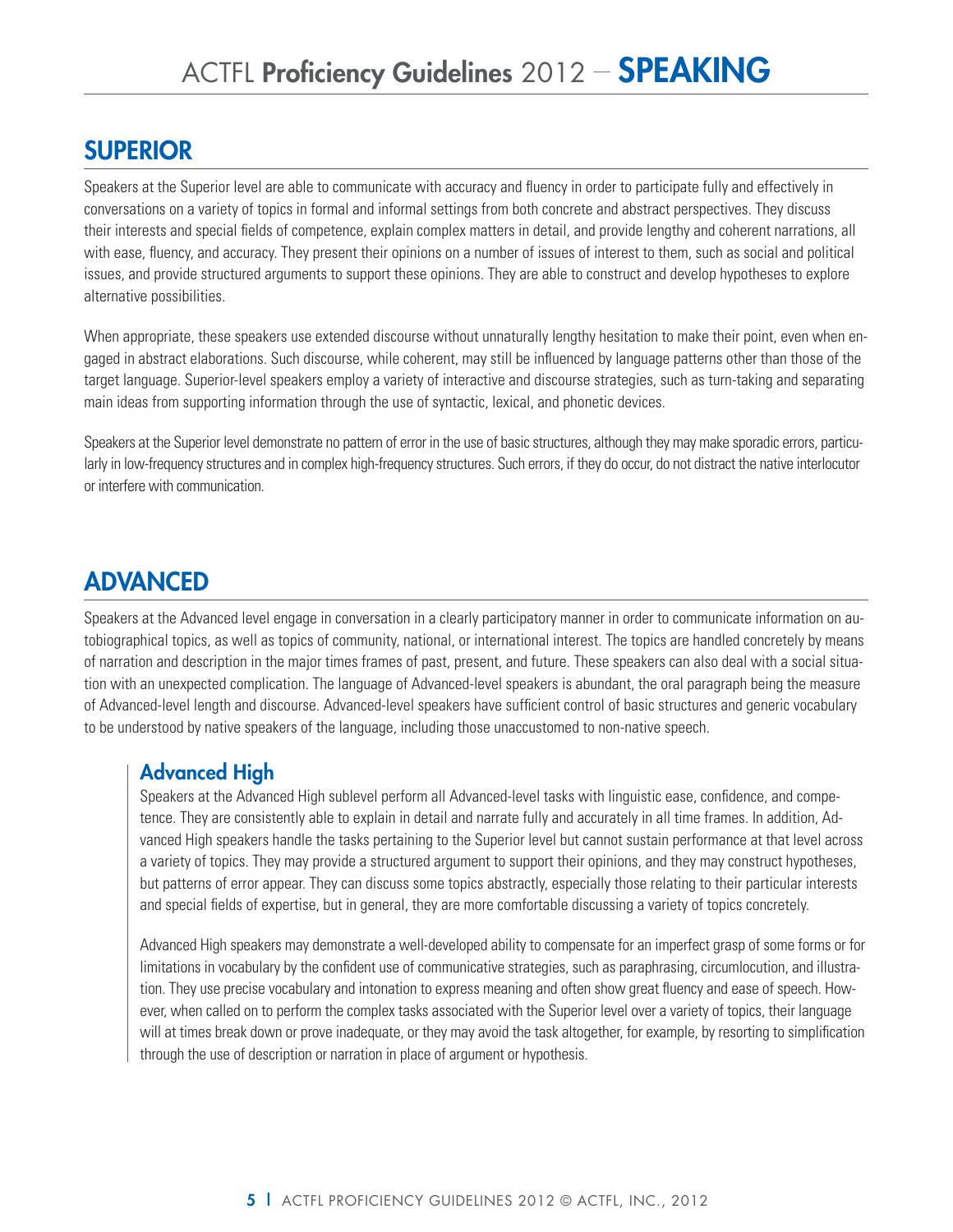# ACTFL **Proficiency Guidelines** 2012 – **SPEAKING**

## SUPERIOR

Speakers at the Superior level are able to communicate with accuracy and fluency in order to participate fully and effectively in conversations on a variety of topics in formal and informal settings from both concrete and abstract perspectives. They discuss their interests and special fields of competence, explain complex matters in detail, and provide lengthy and coherent narrations, all with ease, fluency, and accuracy. They present their opinions on a number of issues of interest to them, such as social and political issues, and provide structured arguments to support these opinions. They are able to construct and develop hypotheses to explore alternative possibilities.

When appropriate, these speakers use extended discourse without unnaturally lengthy hesitation to make their point, even when engaged in abstract elaborations. Such discourse, while coherent, may still be influenced by language patterns other than those of the target language. Superior-level speakers employ a variety of interactive and discourse strategies, such as turn-taking and separating main ideas from supporting information through the use of syntactic, lexical, and phonetic devices.

Speakers at the Superior level demonstrate no pattern of error in the use of basic structures, although they may make sporadic errors, particularly in low-frequency structures and in complex high-frequency structures. Such errors, if they do occur, do not distract the native interlocutor or interfere with communication.

## ADVANCED

Speakers at the Advanced level engage in conversation in a clearly participatory manner in order to communicate information on autobiographical topics, as well as topics of community, national, or international interest. The topics are handled concretely by means of narration and description in the major times frames of past, present, and future. These speakers can also deal with a social situation with an unexpected complication. The language of Advanced-level speakers is abundant, the oral paragraph being the measure of Advanced-level length and discourse. Advanced-level speakers have sufficient control of basic structures and generic vocabulary to be understood by native speakers of the language, including those unaccustomed to non-native speech.

### Advanced High

Speakers at the Advanced High sublevel perform all Advanced-level tasks with linguistic ease, confidence, and competence. They are consistently able to explain in detail and narrate fully and accurately in all time frames. In addition, Advanced High speakers handle the tasks pertaining to the Superior level but cannot sustain performance at that level across a variety of topics. They may provide a structured argument to support their opinions, and they may construct hypotheses, but patterns of error appear. They can discuss some topics abstractly, especially those relating to their particular interests and special fields of expertise, but in general, they are more comfortable discussing a variety of topics concretely.

Advanced High speakers may demonstrate a well-developed ability to compensate for an imperfect grasp of some forms or for limitations in vocabulary by the confident use of communicative strategies, such as paraphrasing, circumlocution, and illustration. They use precise vocabulary and intonation to express meaning and often show great fluency and ease of speech. However, when called on to perform the complex tasks associated with the Superior level over a variety of topics, their language will at times break down or prove inadequate, or they may avoid the task altogether, for example, by resorting to simplification through the use of description or narration in place of argument or hypothesis.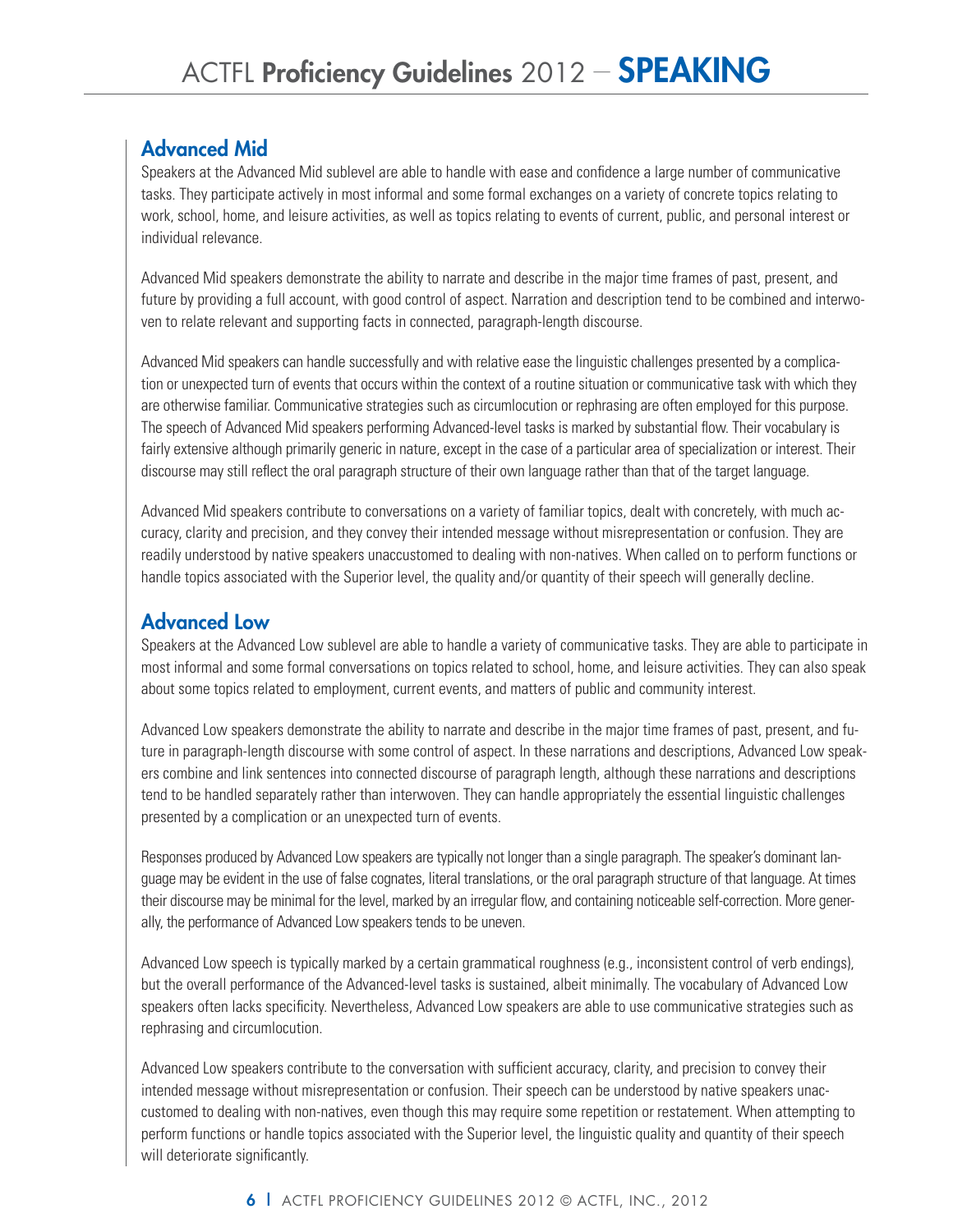## Advanced Mid

Speakers at the Advanced Mid sublevel are able to handle with ease and confidence a large number of communicative tasks. They participate actively in most informal and some formal exchanges on a variety of concrete topics relating to work, school, home, and leisure activities, as well as topics relating to events of current, public, and personal interest or individual relevance.

Advanced Mid speakers demonstrate the ability to narrate and describe in the major time frames of past, present, and future by providing a full account, with good control of aspect. Narration and description tend to be combined and interwoven to relate relevant and supporting facts in connected, paragraph-length discourse.

Advanced Mid speakers can handle successfully and with relative ease the linguistic challenges presented by a complication or unexpected turn of events that occurs within the context of a routine situation or communicative task with which they are otherwise familiar. Communicative strategies such as circumlocution or rephrasing are often employed for this purpose. The speech of Advanced Mid speakers performing Advanced-level tasks is marked by substantial flow. Their vocabulary is fairly extensive although primarily generic in nature, except in the case of a particular area of specialization or interest. Their discourse may still reflect the oral paragraph structure of their own language rather than that of the target language.

Advanced Mid speakers contribute to conversations on a variety of familiar topics, dealt with concretely, with much accuracy, clarity and precision, and they convey their intended message without misrepresentation or confusion. They are readily understood by native speakers unaccustomed to dealing with non-natives. When called on to perform functions or handle topics associated with the Superior level, the quality and/or quantity of their speech will generally decline.

## Advanced Low

Speakers at the Advanced Low sublevel are able to handle a variety of communicative tasks. They are able to participate in most informal and some formal conversations on topics related to school, home, and leisure activities. They can also speak about some topics related to employment, current events, and matters of public and community interest.

Advanced Low speakers demonstrate the ability to narrate and describe in the major time frames of past, present, and future in paragraph-length discourse with some control of aspect. In these narrations and descriptions, Advanced Low speakers combine and link sentences into connected discourse of paragraph length, although these narrations and descriptions tend to be handled separately rather than interwoven. They can handle appropriately the essential linguistic challenges presented by a complication or an unexpected turn of events.

Responses produced by Advanced Low speakers are typically not longer than a single paragraph. The speaker's dominant language may be evident in the use of false cognates, literal translations, or the oral paragraph structure of that language. At times their discourse may be minimal for the level, marked by an irregular flow, and containing noticeable self-correction. More generally, the performance of Advanced Low speakers tends to be uneven.

Advanced Low speech is typically marked by a certain grammatical roughness (e.g., inconsistent control of verb endings), but the overall performance of the Advanced-level tasks is sustained, albeit minimally. The vocabulary of Advanced Low speakers often lacks specificity. Nevertheless, Advanced Low speakers are able to use communicative strategies such as rephrasing and circumlocution.

Advanced Low speakers contribute to the conversation with sufficient accuracy, clarity, and precision to convey their intended message without misrepresentation or confusion. Their speech can be understood by native speakers unaccustomed to dealing with non-natives, even though this may require some repetition or restatement. When attempting to perform functions or handle topics associated with the Superior level, the linguistic quality and quantity of their speech will deteriorate significantly.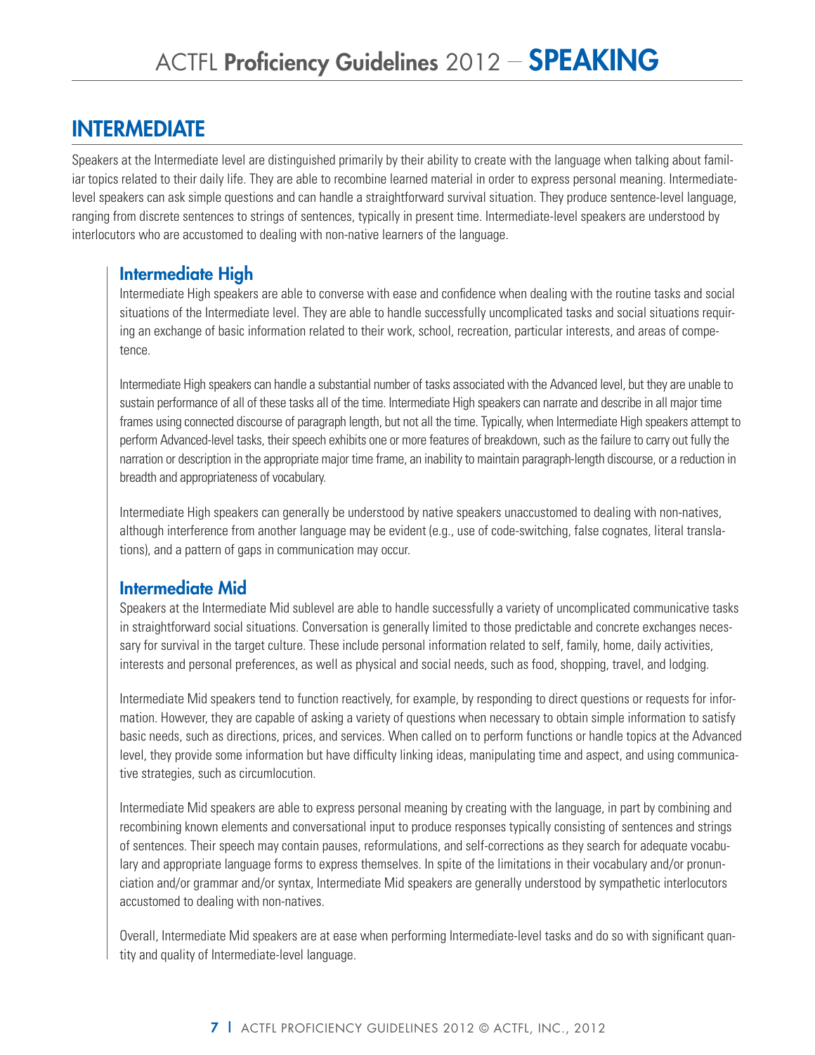## INTERMEDIATE

Speakers at the Intermediate level are distinguished primarily by their ability to create with the language when talking about familiar topics related to their daily life. They are able to recombine learned material in order to express personal meaning. Intermediate-level speakers can ask simple questions and can handle a straightforward survival situation. They produce sentence-level language, ranging from discrete sentences to strings of sentences, typically in present time. Intermediate-level speakers are understood by interlocutors who are accustomed to dealing with non-native learners of the language.

### Intermediate High

Intermediate High speakers are able to converse with ease and confidence when dealing with the routine tasks and social situations of the Intermediate level. They are able to handle successfully uncomplicated tasks and social situations requiring an exchange of basic information related to their work, school, recreation, particular interests, and areas of competence.

Intermediate High speakers can handle a substantial number of tasks associated with the Advanced level, but they are unable to sustain performance of all of these tasks all of the time. Intermediate High speakers can narrate and describe in all major time frames using connected discourse of paragraph length, but not all the time. Typically, when Intermediate High speakers attempt to perform Advanced-level tasks, their speech exhibits one or more features of breakdown, such as the failure to carry out fully the narration or description in the appropriate major time frame, an inability to maintain paragraph-length discourse, or a reduction in breadth and appropriateness of vocabulary.

Intermediate High speakers can generally be understood by native speakers unaccustomed to dealing with non-natives, although interference from another language may be evident (e.g., use of code-switching, false cognates, literal translations), and a pattern of gaps in communication may occur.

### Intermediate Mid

Speakers at the Intermediate Mid sublevel are able to handle successfully a variety of uncomplicated communicative tasks in straightforward social situations. Conversation is generally limited to those predictable and concrete exchanges necessary for survival in the target culture. These include personal information related to self, family, home, daily activities, interests and personal preferences, as well as physical and social needs, such as food, shopping, travel, and lodging.

Intermediate Mid speakers tend to function reactively, for example, by responding to direct questions or requests for information. However, they are capable of asking a variety of questions when necessary to obtain simple information to satisfy basic needs, such as directions, prices, and services. When called on to perform functions or handle topics at the Advanced level, they provide some information but have difficulty linking ideas, manipulating time and aspect, and using communicative strategies, such as circumlocution.

Intermediate Mid speakers are able to express personal meaning by creating with the language, in part by combining and recombining known elements and conversational input to produce responses typically consisting of sentences and strings of sentences. Their speech may contain pauses, reformulations, and self-corrections as they search for adequate vocabulary and appropriate language forms to express themselves. In spite of the limitations in their vocabulary and/or pronunciation and/or grammar and/or syntax, Intermediate Mid speakers are generally understood by sympathetic interlocutors accustomed to dealing with non-natives.

Overall, Intermediate Mid speakers are at ease when performing Intermediate-level tasks and do so with significant quantity and quality of Intermediate-level language.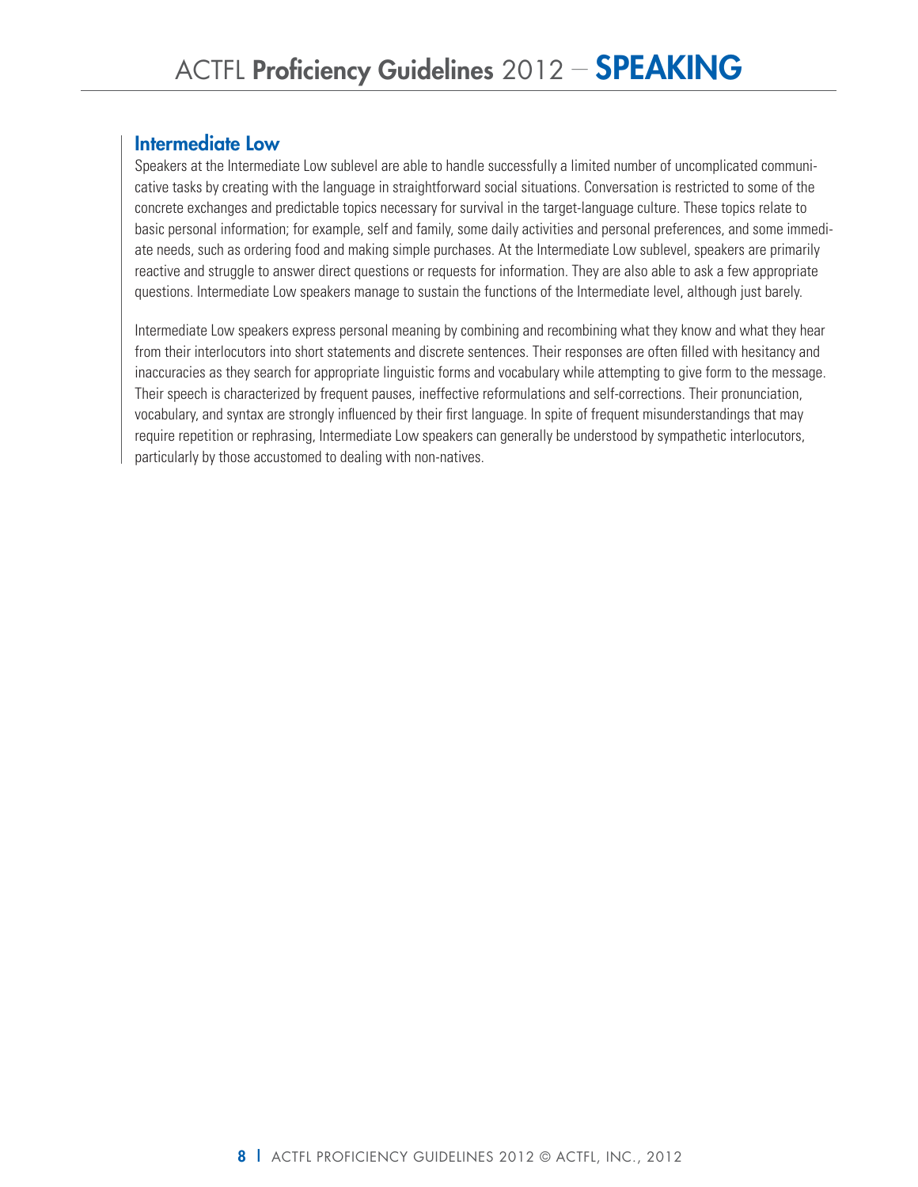## Intermediate Low

Speakers at the Intermediate Low sublevel are able to handle successfully a limited number of uncomplicated communicative tasks by creating with the language in straightforward social situations. Conversation is restricted to some of the concrete exchanges and predictable topics necessary for survival in the target-language culture. These topics relate to basic personal information; for example, self and family, some daily activities and personal preferences, and some immediate needs, such as ordering food and making simple purchases. At the Intermediate Low sublevel, speakers are primarily reactive and struggle to answer direct questions or requests for information. They are also able to ask a few appropriate questions. Intermediate Low speakers manage to sustain the functions of the Intermediate level, although just barely.

Intermediate Low speakers express personal meaning by combining and recombining what they know and what they hear from their interlocutors into short statements and discrete sentences. Their responses are often filled with hesitancy and inaccuracies as they search for appropriate linguistic forms and vocabulary while attempting to give form to the message. Their speech is characterized by frequent pauses, ineffective reformulations and self-corrections. Their pronunciation, vocabulary, and syntax are strongly influenced by their first language. In spite of frequent misunderstandings that may require repetition or rephrasing, Intermediate Low speakers can generally be understood by sympathetic interlocutors, particularly by those accustomed to dealing with non-natives.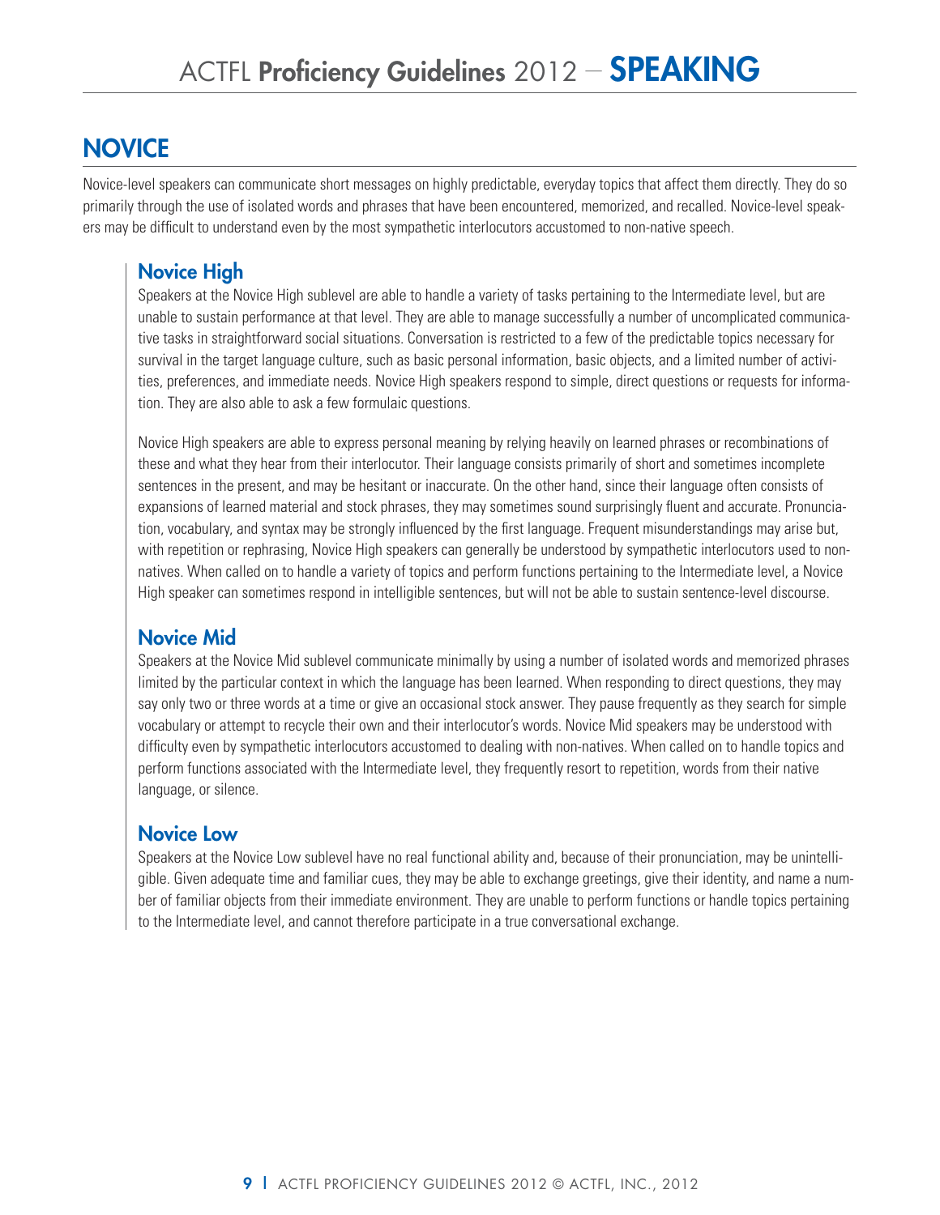## NOVICE

Novice-level speakers can communicate short messages on highly predictable, everyday topics that affect them directly. They do so primarily through the use of isolated words and phrases that have been encountered, memorized, and recalled. Novice-level speakers may be difficult to understand even by the most sympathetic interlocutors accustomed to non-native speech.

### Novice High

Speakers at the Novice High sublevel are able to handle a variety of tasks pertaining to the Intermediate level, but are unable to sustain performance at that level. They are able to manage successfully a number of uncomplicated communicative tasks in straightforward social situations. Conversation is restricted to a few of the predictable topics necessary for survival in the target language culture, such as basic personal information, basic objects, and a limited number of activities, preferences, and immediate needs. Novice High speakers respond to simple, direct questions or requests for information. They are also able to ask a few formulaic questions.

Novice High speakers are able to express personal meaning by relying heavily on learned phrases or recombinations of these and what they hear from their interlocutor. Their language consists primarily of short and sometimes incomplete sentences in the present, and may be hesitant or inaccurate. On the other hand, since their language often consists of expansions of learned material and stock phrases, they may sometimes sound surprisingly fluent and accurate. Pronunciation, vocabulary, and syntax may be strongly influenced by the first language. Frequent misunderstandings may arise but, with repetition or rephrasing, Novice High speakers can generally be understood by sympathetic interlocutors used to non-natives. When called on to handle a variety of topics and perform functions pertaining to the Intermediate level, a Novice High speaker can sometimes respond in intelligible sentences, but will not be able to sustain sentence-level discourse.

### Novice Mid

Speakers at the Novice Mid sublevel communicate minimally by using a number of isolated words and memorized phrases limited by the particular context in which the language has been learned. When responding to direct questions, they may say only two or three words at a time or give an occasional stock answer. They pause frequently as they search for simple vocabulary or attempt to recycle their own and their interlocutor's words. Novice Mid speakers may be understood with difficulty even by sympathetic interlocutors accustomed to dealing with non-natives. When called on to handle topics and perform functions associated with the Intermediate level, they frequently resort to repetition, words from their native language, or silence.

### Novice Low

Speakers at the Novice Low sublevel have no real functional ability and, because of their pronunciation, may be unintelligible. Given adequate time and familiar cues, they may be able to exchange greetings, give their identity, and name a number of familiar objects from their immediate environment. They are unable to perform functions or handle topics pertaining to the Intermediate level, and cannot therefore participate in a true conversational exchange.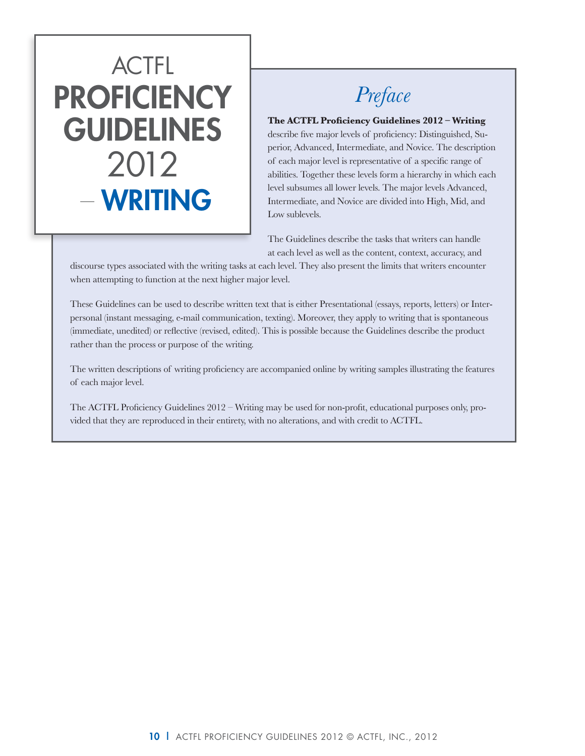# ACTFL PROFICIENCY GUIDELINES 2012 — WRITING

## *Preface*

**The ACTFL Proficiency Guidelines 2012 – Writing** describe five major levels of proficiency: Distinguished, Superior, Advanced, Intermediate, and Novice. The description of each major level is representative of a specific range of abilities. Together these levels form a hierarchy in which each level subsumes all lower levels. The major levels Advanced, Intermediate, and Novice are divided into High, Mid, and Low sublevels.

The Guidelines describe the tasks that writers can handle at each level as well as the content, context, accuracy, and discourse types associated with the writing tasks at each level. They also present the limits that writers encounter when attempting to function at the next higher major level.

These Guidelines can be used to describe written text that is either Presentational (essays, reports, letters) or Interpersonal (instant messaging, e-mail communication, texting). Moreover, they apply to writing that is spontaneous (immediate, unedited) or reflective (revised, edited). This is possible because the Guidelines describe the product rather than the process or purpose of the writing.

The written descriptions of writing proficiency are accompanied online by writing samples illustrating the features of each major level.

The ACTFL Proficiency Guidelines 2012 – Writing may be used for non-profit, educational purposes only, provided that they are reproduced in their entirety, with no alterations, and with credit to ACTFL.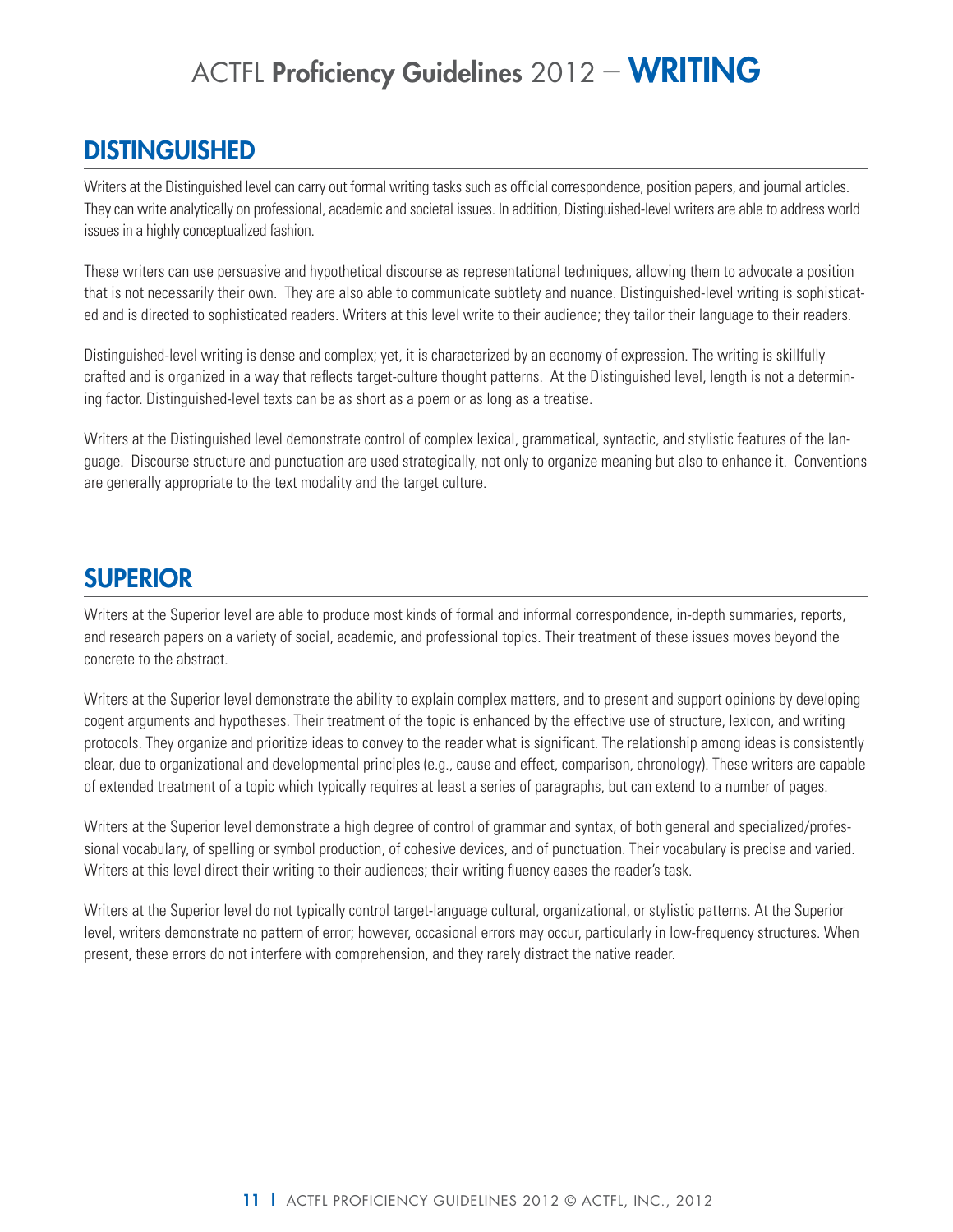## DISTINGUISHED

Writers at the Distinguished level can carry out formal writing tasks such as official correspondence, position papers, and journal articles. They can write analytically on professional, academic and societal issues. In addition, Distinguished-level writers are able to address world issues in a highly conceptualized fashion.

These writers can use persuasive and hypothetical discourse as representational techniques, allowing them to advocate a position that is not necessarily their own. They are also able to communicate subtlety and nuance. Distinguished-level writing is sophisticated and is directed to sophisticated readers. Writers at this level write to their audience; they tailor their language to their readers.

Distinguished-level writing is dense and complex; yet, it is characterized by an economy of expression. The writing is skillfully crafted and is organized in a way that reflects target-culture thought patterns. At the Distinguished level, length is not a determining factor. Distinguished-level texts can be as short as a poem or as long as a treatise.

Writers at the Distinguished level demonstrate control of complex lexical, grammatical, syntactic, and stylistic features of the language. Discourse structure and punctuation are used strategically, not only to organize meaning but also to enhance it. Conventions are generally appropriate to the text modality and the target culture.

## SUPERIOR

Writers at the Superior level are able to produce most kinds of formal and informal correspondence, in-depth summaries, reports, and research papers on a variety of social, academic, and professional topics. Their treatment of these issues moves beyond the concrete to the abstract.

Writers at the Superior level demonstrate the ability to explain complex matters, and to present and support opinions by developing cogent arguments and hypotheses. Their treatment of the topic is enhanced by the effective use of structure, lexicon, and writing protocols. They organize and prioritize ideas to convey to the reader what is significant. The relationship among ideas is consistently clear, due to organizational and developmental principles (e.g., cause and effect, comparison, chronology). These writers are capable of extended treatment of a topic which typically requires at least a series of paragraphs, but can extend to a number of pages.

Writers at the Superior level demonstrate a high degree of control of grammar and syntax, of both general and specialized/professional vocabulary, of spelling or symbol production, of cohesive devices, and of punctuation. Their vocabulary is precise and varied. Writers at this level direct their writing to their audiences; their writing fluency eases the reader's task.

Writers at the Superior level do not typically control target-language cultural, organizational, or stylistic patterns. At the Superior level, writers demonstrate no pattern of error; however, occasional errors may occur, particularly in low-frequency structures. When present, these errors do not interfere with comprehension, and they rarely distract the native reader.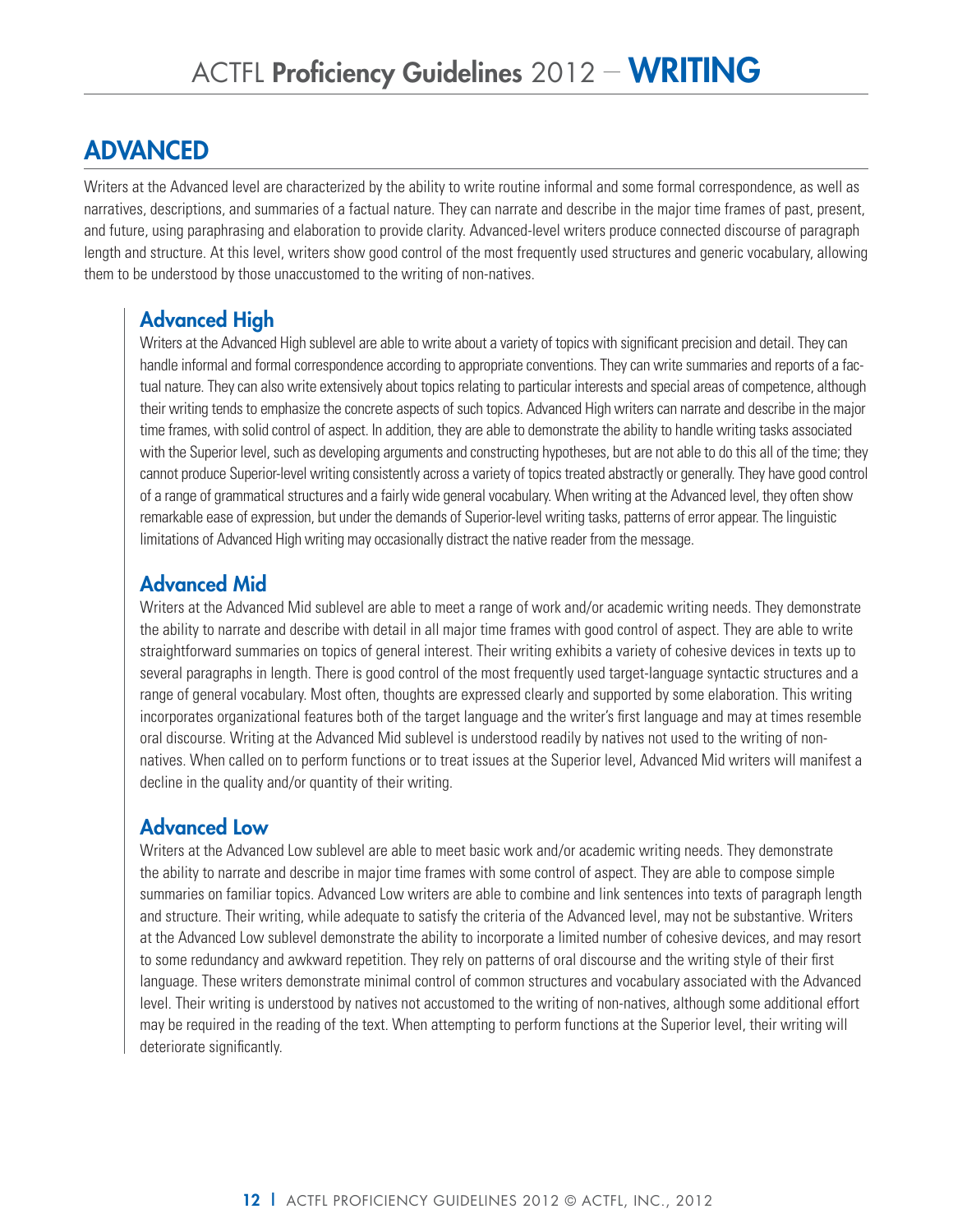# ADVANCED

Writers at the Advanced level are characterized by the ability to write routine informal and some formal correspondence, as well as narratives, descriptions, and summaries of a factual nature. They can narrate and describe in the major time frames of past, present, and future, using paraphrasing and elaboration to provide clarity. Advanced-level writers produce connected discourse of paragraph length and structure. At this level, writers show good control of the most frequently used structures and generic vocabulary, allowing them to be understood by those unaccustomed to the writing of non-natives.

## Advanced High

Writers at the Advanced High sublevel are able to write about a variety of topics with significant precision and detail. They can handle informal and formal correspondence according to appropriate conventions. They can write summaries and reports of a factual nature. They can also write extensively about topics relating to particular interests and special areas of competence, although their writing tends to emphasize the concrete aspects of such topics. Advanced High writers can narrate and describe in the major time frames, with solid control of aspect. In addition, they are able to demonstrate the ability to handle writing tasks associated with the Superior level, such as developing arguments and constructing hypotheses, but are not able to do this all of the time; they cannot produce Superior-level writing consistently across a variety of topics treated abstractly or generally. They have good control of a range of grammatical structures and a fairly wide general vocabulary. When writing at the Advanced level, they often show remarkable ease of expression, but under the demands of Superior-level writing tasks, patterns of error appear. The linguistic limitations of Advanced High writing may occasionally distract the native reader from the message.

## Advanced Mid

Writers at the Advanced Mid sublevel are able to meet a range of work and/or academic writing needs. They demonstrate the ability to narrate and describe with detail in all major time frames with good control of aspect. They are able to write straightforward summaries on topics of general interest. Their writing exhibits a variety of cohesive devices in texts up to several paragraphs in length. There is good control of the most frequently used target-language syntactic structures and a range of general vocabulary. Most often, thoughts are expressed clearly and supported by some elaboration. This writing incorporates organizational features both of the target language and the writer's first language and may at times resemble oral discourse. Writing at the Advanced Mid sublevel is understood readily by natives not used to the writing of non-natives. When called on to perform functions or to treat issues at the Superior level, Advanced Mid writers will manifest a decline in the quality and/or quantity of their writing.

## Advanced Low

Writers at the Advanced Low sublevel are able to meet basic work and/or academic writing needs. They demonstrate the ability to narrate and describe in major time frames with some control of aspect. They are able to compose simple summaries on familiar topics. Advanced Low writers are able to combine and link sentences into texts of paragraph length and structure. Their writing, while adequate to satisfy the criteria of the Advanced level, may not be substantive. Writers at the Advanced Low sublevel demonstrate the ability to incorporate a limited number of cohesive devices, and may resort to some redundancy and awkward repetition. They rely on patterns of oral discourse and the writing style of their first language. These writers demonstrate minimal control of common structures and vocabulary associated with the Advanced level. Their writing is understood by natives not accustomed to the writing of non-natives, although some additional effort may be required in the reading of the text. When attempting to perform functions at the Superior level, their writing will deteriorate significantly.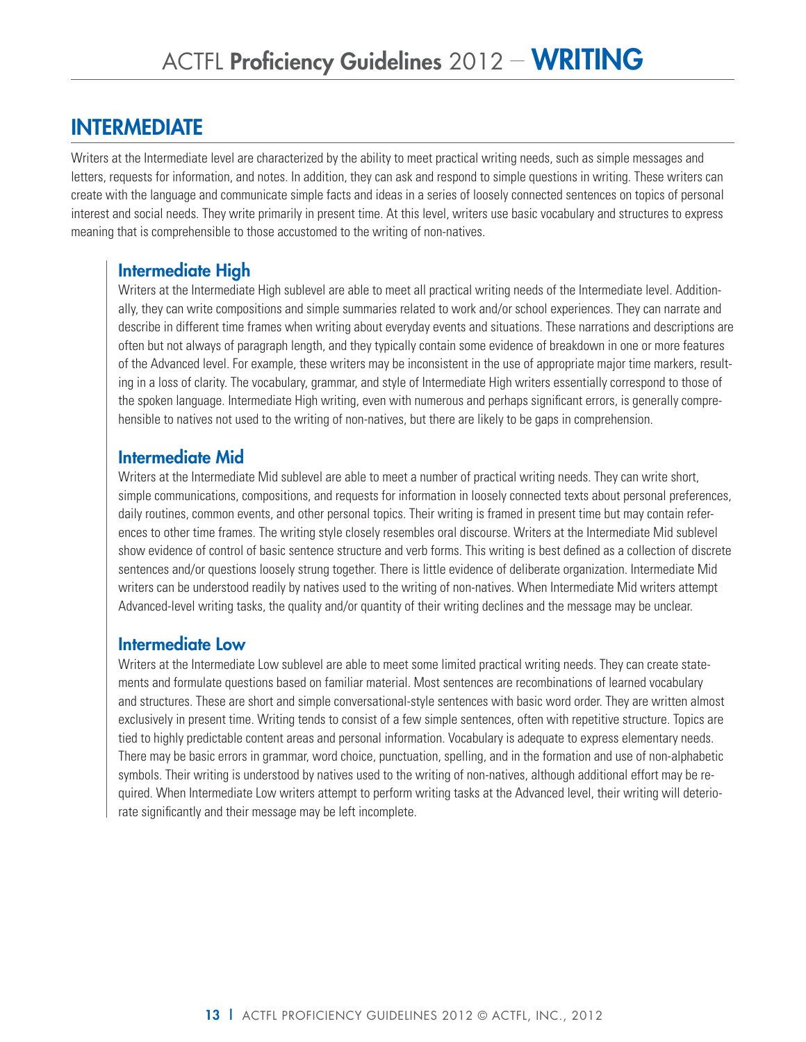# ACTFL **Proficiency Guidelines** 2012 – **WRITING**

## INTERMEDIATE

Writers at the Intermediate level are characterized by the ability to meet practical writing needs, such as simple messages and letters, requests for information, and notes. In addition, they can ask and respond to simple questions in writing. These writers can create with the language and communicate simple facts and ideas in a series of loosely connected sentences on topics of personal interest and social needs. They write primarily in present time. At this level, writers use basic vocabulary and structures to express meaning that is comprehensible to those accustomed to the writing of non-natives.

### Intermediate High

Writers at the Intermediate High sublevel are able to meet all practical writing needs of the Intermediate level. Additionally, they can write compositions and simple summaries related to work and/or school experiences. They can narrate and describe in different time frames when writing about everyday events and situations. These narrations and descriptions are often but not always of paragraph length, and they typically contain some evidence of breakdown in one or more features of the Advanced level. For example, these writers may be inconsistent in the use of appropriate major time markers, resulting in a loss of clarity. The vocabulary, grammar, and style of Intermediate High writers essentially correspond to those of the spoken language. Intermediate High writing, even with numerous and perhaps significant errors, is generally comprehensible to natives not used to the writing of non-natives, but there are likely to be gaps in comprehension.

### Intermediate Mid

Writers at the Intermediate Mid sublevel are able to meet a number of practical writing needs. They can write short, simple communications, compositions, and requests for information in loosely connected texts about personal preferences, daily routines, common events, and other personal topics. Their writing is framed in present time but may contain references to other time frames. The writing style closely resembles oral discourse. Writers at the Intermediate Mid sublevel show evidence of control of basic sentence structure and verb forms. This writing is best defined as a collection of discrete sentences and/or questions loosely strung together. There is little evidence of deliberate organization. Intermediate Mid writers can be understood readily by natives used to the writing of non-natives. When Intermediate Mid writers attempt Advanced-level writing tasks, the quality and/or quantity of their writing declines and the message may be unclear.

### Intermediate Low

Writers at the Intermediate Low sublevel are able to meet some limited practical writing needs. They can create statements and formulate questions based on familiar material. Most sentences are recombinations of learned vocabulary and structures. These are short and simple conversational-style sentences with basic word order. They are written almost exclusively in present time. Writing tends to consist of a few simple sentences, often with repetitive structure. Topics are tied to highly predictable content areas and personal information. Vocabulary is adequate to express elementary needs. There may be basic errors in grammar, word choice, punctuation, spelling, and in the formation and use of non-alphabetic symbols. Their writing is understood by natives used to the writing of non-natives, although additional effort may be required. When Intermediate Low writers attempt to perform writing tasks at the Advanced level, their writing will deteriorate significantly and their message may be left incomplete.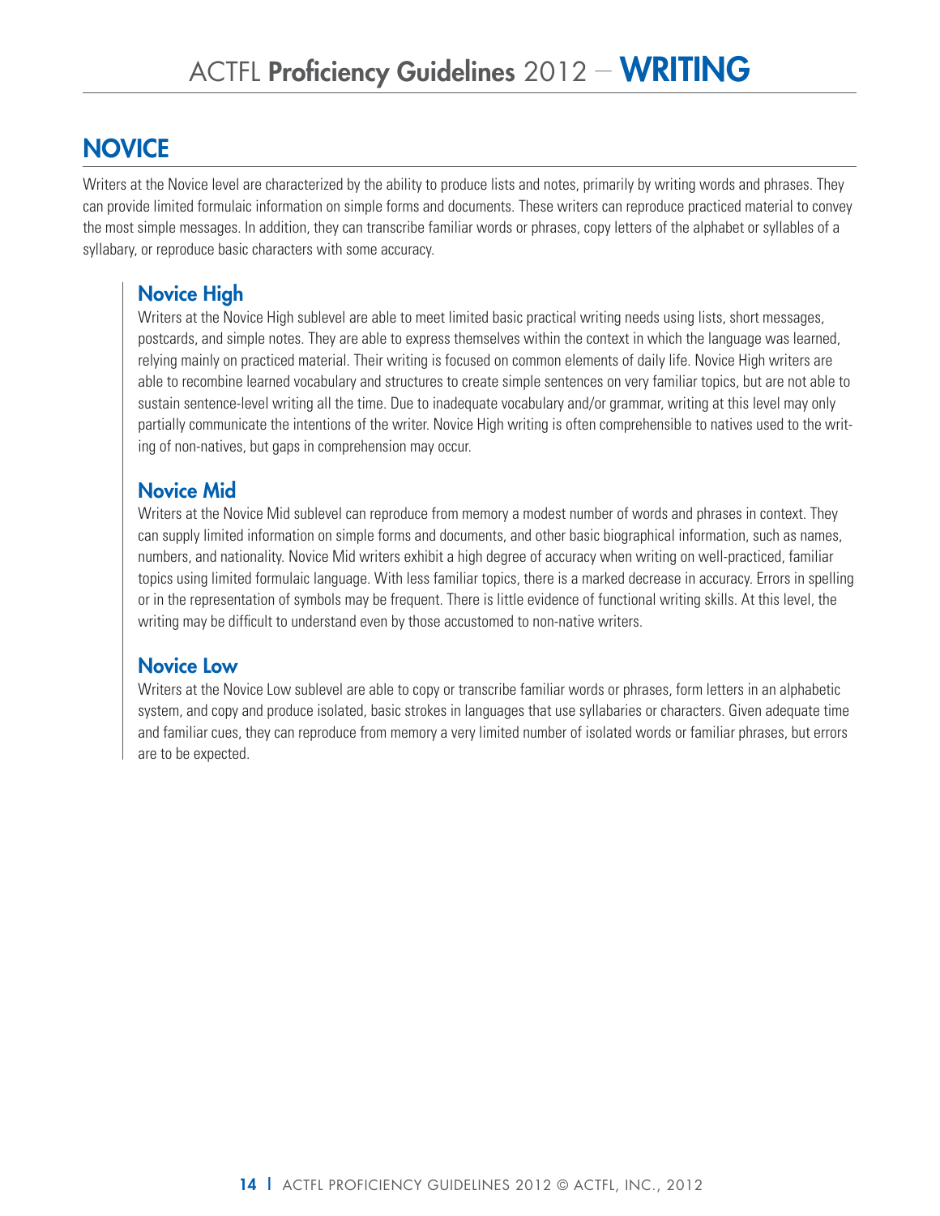# ACTFL **Proficiency Guidelines** 2012 – **WRITING**

## NOVICE

Writers at the Novice level are characterized by the ability to produce lists and notes, primarily by writing words and phrases. They can provide limited formulaic information on simple forms and documents. These writers can reproduce practiced material to convey the most simple messages. In addition, they can transcribe familiar words or phrases, copy letters of the alphabet or syllables of a syllabary, or reproduce basic characters with some accuracy.

### Novice High

Writers at the Novice High sublevel are able to meet limited basic practical writing needs using lists, short messages, postcards, and simple notes. They are able to express themselves within the context in which the language was learned, relying mainly on practiced material. Their writing is focused on common elements of daily life. Novice High writers are able to recombine learned vocabulary and structures to create simple sentences on very familiar topics, but are not able to sustain sentence-level writing all the time. Due to inadequate vocabulary and/or grammar, writing at this level may only partially communicate the intentions of the writer. Novice High writing is often comprehensible to natives used to the writing of non-natives, but gaps in comprehension may occur.

### Novice Mid

Writers at the Novice Mid sublevel can reproduce from memory a modest number of words and phrases in context. They can supply limited information on simple forms and documents, and other basic biographical information, such as names, numbers, and nationality. Novice Mid writers exhibit a high degree of accuracy when writing on well-practiced, familiar topics using limited formulaic language. With less familiar topics, there is a marked decrease in accuracy. Errors in spelling or in the representation of symbols may be frequent. There is little evidence of functional writing skills. At this level, the writing may be difficult to understand even by those accustomed to non-native writers.

### Novice Low

Writers at the Novice Low sublevel are able to copy or transcribe familiar words or phrases, form letters in an alphabetic system, and copy and produce isolated, basic strokes in languages that use syllabaries or characters. Given adequate time and familiar cues, they can reproduce from memory a very limited number of isolated words or familiar phrases, but errors are to be expected.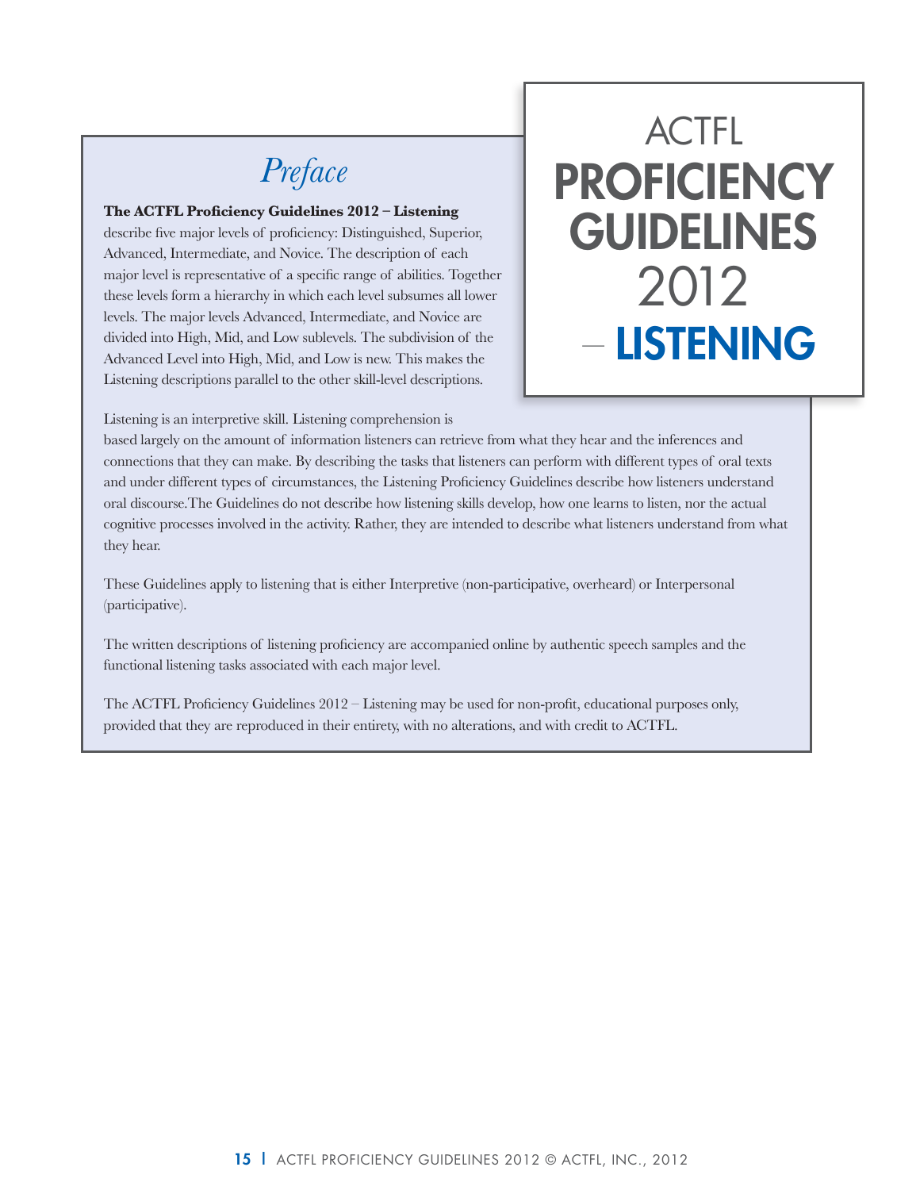# ACTFL PROFICIENCY GUIDELINES 2012 – LISTENING

## *Preface*

**The ACTFL Proficiency Guidelines 2012 – Listening** describe five major levels of proficiency: Distinguished, Superior, Advanced, Intermediate, and Novice. The description of each major level is representative of a specific range of abilities. Together these levels form a hierarchy in which each level subsumes all lower levels. The major levels Advanced, Intermediate, and Novice are divided into High, Mid, and Low sublevels. The subdivision of the Advanced Level into High, Mid, and Low is new. This makes the Listening descriptions parallel to the other skill-level descriptions.

Listening is an interpretive skill. Listening comprehension is based largely on the amount of information listeners can retrieve from what they hear and the inferences and connections that they can make. By describing the tasks that listeners can perform with different types of oral texts and under different types of circumstances, the Listening Proficiency Guidelines describe how listeners understand oral discourse.The Guidelines do not describe how listening skills develop, how one learns to listen, nor the actual cognitive processes involved in the activity. Rather, they are intended to describe what listeners understand from what they hear.

These Guidelines apply to listening that is either Interpretive (non-participative, overheard) or Interpersonal (participative).

The written descriptions of listening proficiency are accompanied online by authentic speech samples and the functional listening tasks associated with each major level.

The ACTFL Proficiency Guidelines 2012 – Listening may be used for non-profit, educational purposes only, provided that they are reproduced in their entirety, with no alterations, and with credit to ACTFL.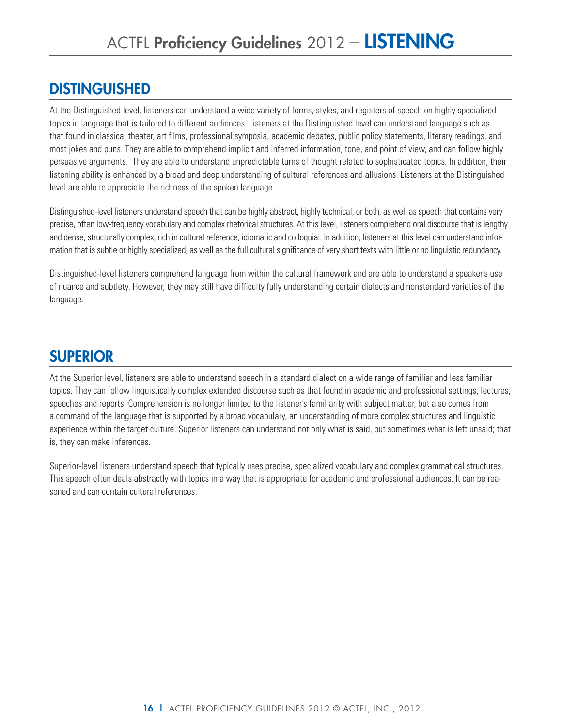## DISTINGUISHED

At the Distinguished level, listeners can understand a wide variety of forms, styles, and registers of speech on highly specialized topics in language that is tailored to different audiences. Listeners at the Distinguished level can understand language such as that found in classical theater, art films, professional symposia, academic debates, public policy statements, literary readings, and most jokes and puns. They are able to comprehend implicit and inferred information, tone, and point of view, and can follow highly persuasive arguments. They are able to understand unpredictable turns of thought related to sophisticated topics. In addition, their listening ability is enhanced by a broad and deep understanding of cultural references and allusions. Listeners at the Distinguished level are able to appreciate the richness of the spoken language.

Distinguished-level listeners understand speech that can be highly abstract, highly technical, or both, as well as speech that contains very precise, often low-frequency vocabulary and complex rhetorical structures. At this level, listeners comprehend oral discourse that is lengthy and dense, structurally complex, rich in cultural reference, idiomatic and colloquial. In addition, listeners at this level can understand information that is subtle or highly specialized, as well as the full cultural significance of very short texts with little or no linguistic redundancy.

Distinguished-level listeners comprehend language from within the cultural framework and are able to understand a speaker's use of nuance and subtlety. However, they may still have difficulty fully understanding certain dialects and nonstandard varieties of the language.

## SUPERIOR

At the Superior level, listeners are able to understand speech in a standard dialect on a wide range of familiar and less familiar topics. They can follow linguistically complex extended discourse such as that found in academic and professional settings, lectures, speeches and reports. Comprehension is no longer limited to the listener's familiarity with subject matter, but also comes from a command of the language that is supported by a broad vocabulary, an understanding of more complex structures and linguistic experience within the target culture. Superior listeners can understand not only what is said, but sometimes what is left unsaid; that is, they can make inferences.

Superior-level listeners understand speech that typically uses precise, specialized vocabulary and complex grammatical structures. This speech often deals abstractly with topics in a way that is appropriate for academic and professional audiences. It can be reasoned and can contain cultural references.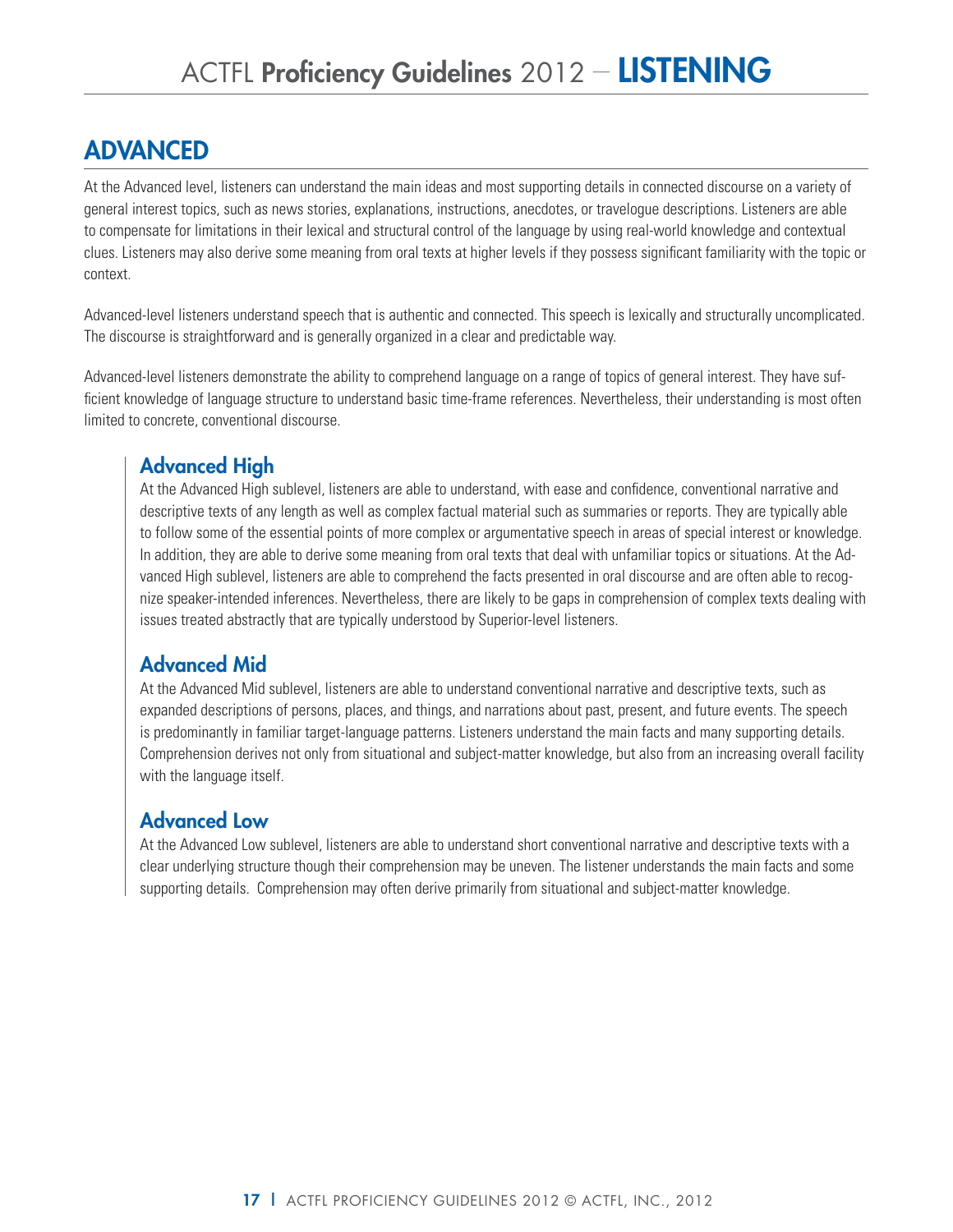## ADVANCED

At the Advanced level, listeners can understand the main ideas and most supporting details in connected discourse on a variety of general interest topics, such as news stories, explanations, instructions, anecdotes, or travelogue descriptions. Listeners are able to compensate for limitations in their lexical and structural control of the language by using real-world knowledge and contextual clues. Listeners may also derive some meaning from oral texts at higher levels if they possess significant familiarity with the topic or context.

Advanced-level listeners understand speech that is authentic and connected. This speech is lexically and structurally uncomplicated. The discourse is straightforward and is generally organized in a clear and predictable way.

Advanced-level listeners demonstrate the ability to comprehend language on a range of topics of general interest. They have sufficient knowledge of language structure to understand basic time-frame references. Nevertheless, their understanding is most often limited to concrete, conventional discourse.

### Advanced High

At the Advanced High sublevel, listeners are able to understand, with ease and confidence, conventional narrative and descriptive texts of any length as well as complex factual material such as summaries or reports. They are typically able to follow some of the essential points of more complex or argumentative speech in areas of special interest or knowledge. In addition, they are able to derive some meaning from oral texts that deal with unfamiliar topics or situations. At the Advanced High sublevel, listeners are able to comprehend the facts presented in oral discourse and are often able to recognize speaker-intended inferences. Nevertheless, there are likely to be gaps in comprehension of complex texts dealing with issues treated abstractly that are typically understood by Superior-level listeners.

### Advanced Mid

At the Advanced Mid sublevel, listeners are able to understand conventional narrative and descriptive texts, such as expanded descriptions of persons, places, and things, and narrations about past, present, and future events. The speech is predominantly in familiar target-language patterns. Listeners understand the main facts and many supporting details. Comprehension derives not only from situational and subject-matter knowledge, but also from an increasing overall facility with the language itself.

### Advanced Low

At the Advanced Low sublevel, listeners are able to understand short conventional narrative and descriptive texts with a clear underlying structure though their comprehension may be uneven. The listener understands the main facts and some supporting details. Comprehension may often derive primarily from situational and subject-matter knowledge.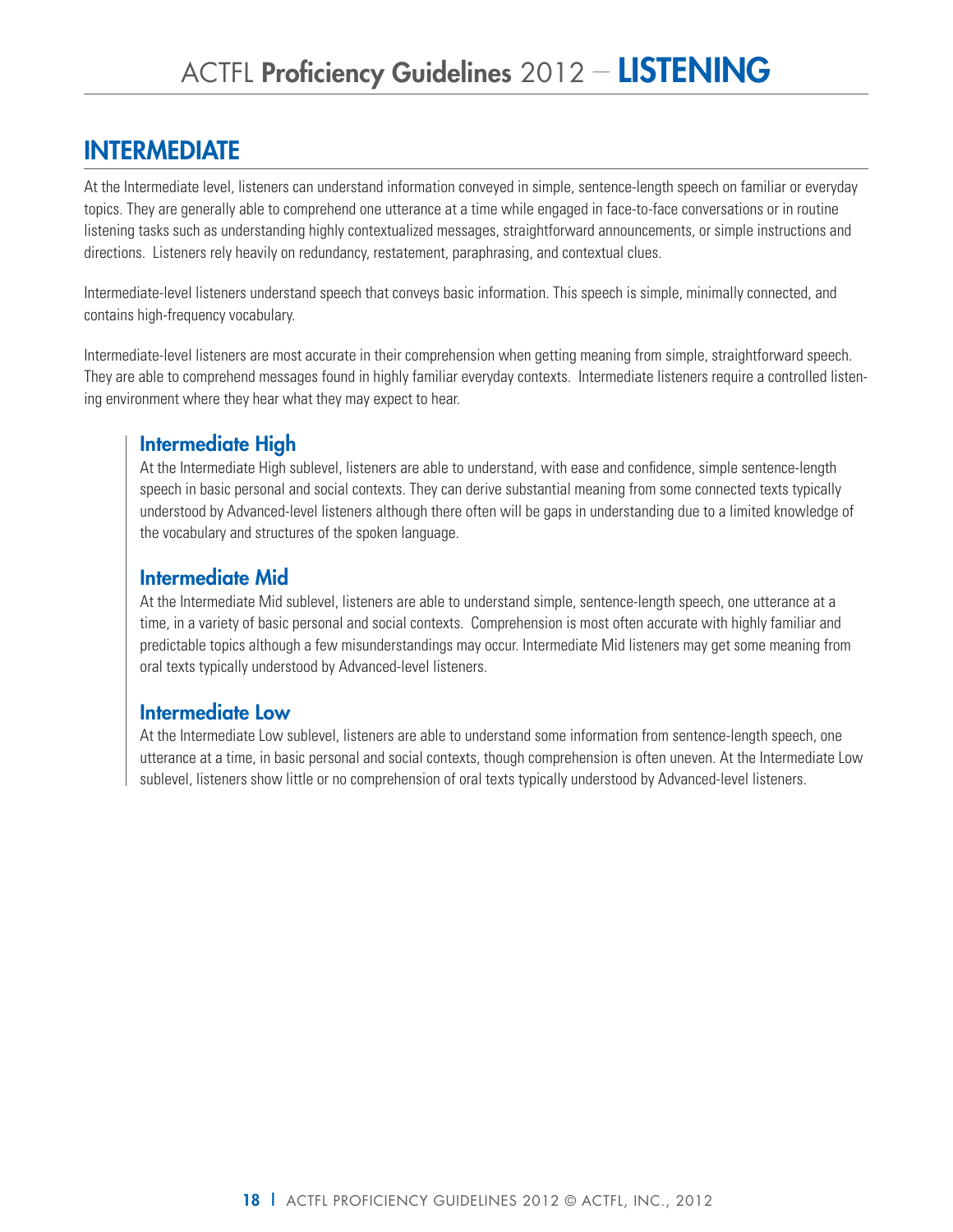# ACTFL Proficiency Guidelines 2012 – LISTENING

## INTERMEDIATE

At the Intermediate level, listeners can understand information conveyed in simple, sentence-length speech on familiar or everyday topics. They are generally able to comprehend one utterance at a time while engaged in face-to-face conversations or in routine listening tasks such as understanding highly contextualized messages, straightforward announcements, or simple instructions and directions. Listeners rely heavily on redundancy, restatement, paraphrasing, and contextual clues.

Intermediate-level listeners understand speech that conveys basic information. This speech is simple, minimally connected, and contains high-frequency vocabulary.

Intermediate-level listeners are most accurate in their comprehension when getting meaning from simple, straightforward speech. They are able to comprehend messages found in highly familiar everyday contexts. Intermediate listeners require a controlled listening environment where they hear what they may expect to hear.

### Intermediate High

At the Intermediate High sublevel, listeners are able to understand, with ease and confidence, simple sentence-length speech in basic personal and social contexts. They can derive substantial meaning from some connected texts typically understood by Advanced-level listeners although there often will be gaps in understanding due to a limited knowledge of the vocabulary and structures of the spoken language.

### Intermediate Mid

At the Intermediate Mid sublevel, listeners are able to understand simple, sentence-length speech, one utterance at a time, in a variety of basic personal and social contexts. Comprehension is most often accurate with highly familiar and predictable topics although a few misunderstandings may occur. Intermediate Mid listeners may get some meaning from oral texts typically understood by Advanced-level listeners.

### Intermediate Low

At the Intermediate Low sublevel, listeners are able to understand some information from sentence-length speech, one utterance at a time, in basic personal and social contexts, though comprehension is often uneven. At the Intermediate Low sublevel, listeners show little or no comprehension of oral texts typically understood by Advanced-level listeners.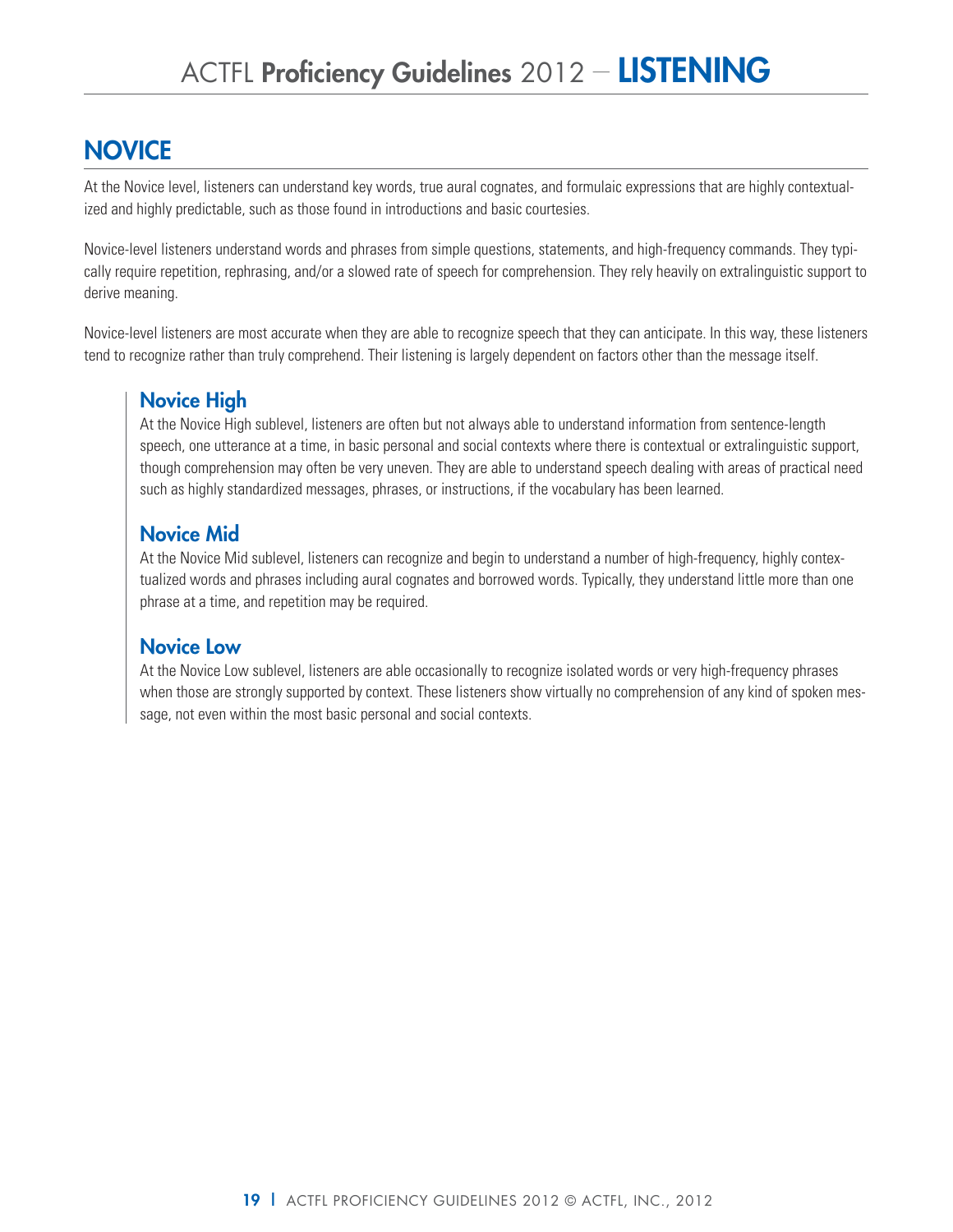# ACTFL Proficiency Guidelines 2012 – LISTENING

## NOVICE

At the Novice level, listeners can understand key words, true aural cognates, and formulaic expressions that are highly contextualized and highly predictable, such as those found in introductions and basic courtesies.

Novice-level listeners understand words and phrases from simple questions, statements, and high-frequency commands. They typically require repetition, rephrasing, and/or a slowed rate of speech for comprehension. They rely heavily on extralinguistic support to derive meaning.

Novice-level listeners are most accurate when they are able to recognize speech that they can anticipate. In this way, these listeners tend to recognize rather than truly comprehend. Their listening is largely dependent on factors other than the message itself.

### Novice High

At the Novice High sublevel, listeners are often but not always able to understand information from sentence-length speech, one utterance at a time, in basic personal and social contexts where there is contextual or extralinguistic support, though comprehension may often be very uneven. They are able to understand speech dealing with areas of practical need such as highly standardized messages, phrases, or instructions, if the vocabulary has been learned.

### Novice Mid

At the Novice Mid sublevel, listeners can recognize and begin to understand a number of high-frequency, highly contextualized words and phrases including aural cognates and borrowed words. Typically, they understand little more than one phrase at a time, and repetition may be required.

### Novice Low

At the Novice Low sublevel, listeners are able occasionally to recognize isolated words or very high-frequency phrases when those are strongly supported by context. These listeners show virtually no comprehension of any kind of spoken message, not even within the most basic personal and social contexts.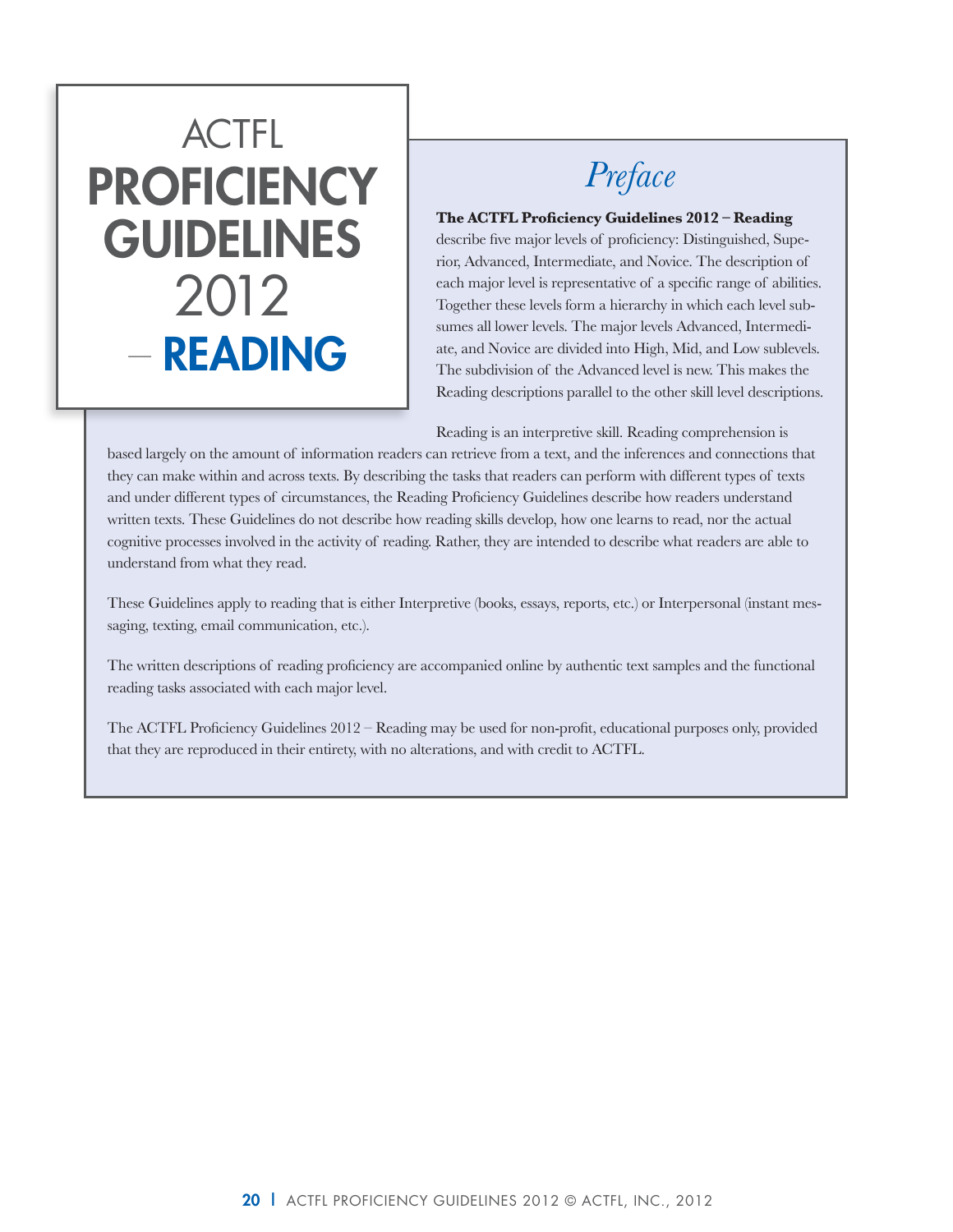# ACTFL PROFICIENCY GUIDELINES 2012 – READING

## *Preface*

**The ACTFL Proficiency Guidelines 2012 – Reading** describe five major levels of proficiency: Distinguished, Superior, Advanced, Intermediate, and Novice. The description of each major level is representative of a specific range of abilities. Together these levels form a hierarchy in which each level subsumes all lower levels. The major levels Advanced, Intermediate, and Novice are divided into High, Mid, and Low sublevels. The subdivision of the Advanced level is new. This makes the Reading descriptions parallel to the other skill level descriptions.

Reading is an interpretive skill. Reading comprehension is based largely on the amount of information readers can retrieve from a text, and the inferences and connections that they can make within and across texts. By describing the tasks that readers can perform with different types of texts and under different types of circumstances, the Reading Proficiency Guidelines describe how readers understand written texts. These Guidelines do not describe how reading skills develop, how one learns to read, nor the actual cognitive processes involved in the activity of reading. Rather, they are intended to describe what readers are able to understand from what they read.

These Guidelines apply to reading that is either Interpretive (books, essays, reports, etc.) or Interpersonal (instant messaging, texting, email communication, etc.).

The written descriptions of reading proficiency are accompanied online by authentic text samples and the functional reading tasks associated with each major level.

The ACTFL Proficiency Guidelines 2012 – Reading may be used for non-profit, educational purposes only, provided that they are reproduced in their entirety, with no alterations, and with credit to ACTFL.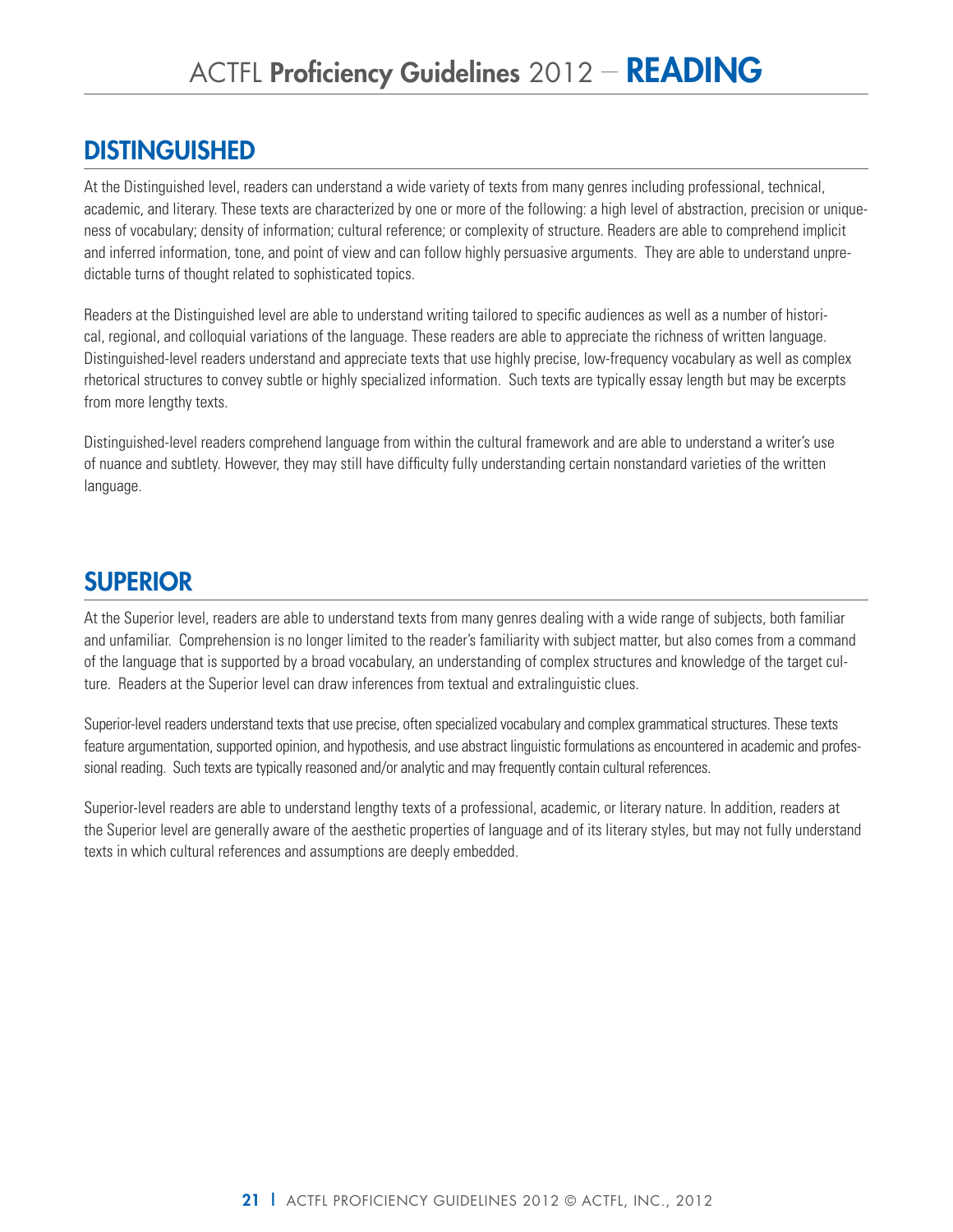## DISTINGUISHED

At the Distinguished level, readers can understand a wide variety of texts from many genres including professional, technical, academic, and literary. These texts are characterized by one or more of the following: a high level of abstraction, precision or uniqueness of vocabulary; density of information; cultural reference; or complexity of structure. Readers are able to comprehend implicit and inferred information, tone, and point of view and can follow highly persuasive arguments. They are able to understand unpredictable turns of thought related to sophisticated topics.

Readers at the Distinguished level are able to understand writing tailored to specific audiences as well as a number of historical, regional, and colloquial variations of the language. These readers are able to appreciate the richness of written language. Distinguished-level readers understand and appreciate texts that use highly precise, low-frequency vocabulary as well as complex rhetorical structures to convey subtle or highly specialized information. Such texts are typically essay length but may be excerpts from more lengthy texts.

Distinguished-level readers comprehend language from within the cultural framework and are able to understand a writer's use of nuance and subtlety. However, they may still have difficulty fully understanding certain nonstandard varieties of the written language.

## SUPERIOR

At the Superior level, readers are able to understand texts from many genres dealing with a wide range of subjects, both familiar and unfamiliar. Comprehension is no longer limited to the reader's familiarity with subject matter, but also comes from a command of the language that is supported by a broad vocabulary, an understanding of complex structures and knowledge of the target culture. Readers at the Superior level can draw inferences from textual and extralinguistic clues.

Superior-level readers understand texts that use precise, often specialized vocabulary and complex grammatical structures. These texts feature argumentation, supported opinion, and hypothesis, and use abstract linguistic formulations as encountered in academic and professional reading. Such texts are typically reasoned and/or analytic and may frequently contain cultural references.

Superior-level readers are able to understand lengthy texts of a professional, academic, or literary nature. In addition, readers at the Superior level are generally aware of the aesthetic properties of language and of its literary styles, but may not fully understand texts in which cultural references and assumptions are deeply embedded.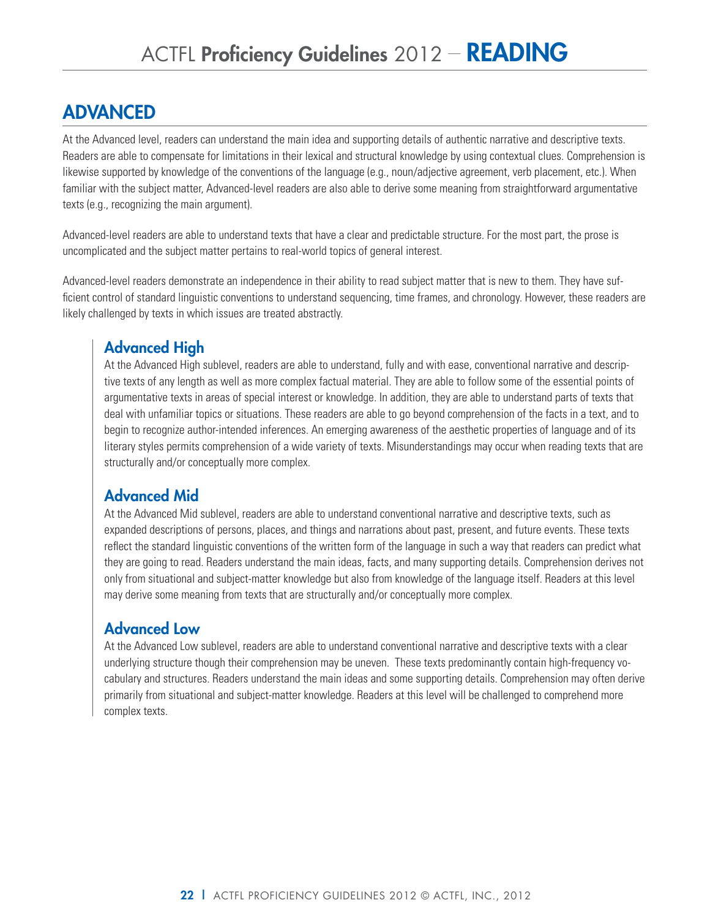## ADVANCED

At the Advanced level, readers can understand the main idea and supporting details of authentic narrative and descriptive texts. Readers are able to compensate for limitations in their lexical and structural knowledge by using contextual clues. Comprehension is likewise supported by knowledge of the conventions of the language (e.g., noun/adjective agreement, verb placement, etc.). When familiar with the subject matter, Advanced-level readers are also able to derive some meaning from straightforward argumentative texts (e.g., recognizing the main argument).

Advanced-level readers are able to understand texts that have a clear and predictable structure. For the most part, the prose is uncomplicated and the subject matter pertains to real-world topics of general interest.

Advanced-level readers demonstrate an independence in their ability to read subject matter that is new to them. They have sufficient control of standard linguistic conventions to understand sequencing, time frames, and chronology. However, these readers are likely challenged by texts in which issues are treated abstractly.

### Advanced High

At the Advanced High sublevel, readers are able to understand, fully and with ease, conventional narrative and descriptive texts of any length as well as more complex factual material. They are able to follow some of the essential points of argumentative texts in areas of special interest or knowledge. In addition, they are able to understand parts of texts that deal with unfamiliar topics or situations. These readers are able to go beyond comprehension of the facts in a text, and to begin to recognize author-intended inferences. An emerging awareness of the aesthetic properties of language and of its literary styles permits comprehension of a wide variety of texts. Misunderstandings may occur when reading texts that are structurally and/or conceptually more complex.

### Advanced Mid

At the Advanced Mid sublevel, readers are able to understand conventional narrative and descriptive texts, such as expanded descriptions of persons, places, and things and narrations about past, present, and future events. These texts reflect the standard linguistic conventions of the written form of the language in such a way that readers can predict what they are going to read. Readers understand the main ideas, facts, and many supporting details. Comprehension derives not only from situational and subject-matter knowledge but also from knowledge of the language itself. Readers at this level may derive some meaning from texts that are structurally and/or conceptually more complex.

### Advanced Low

At the Advanced Low sublevel, readers are able to understand conventional narrative and descriptive texts with a clear underlying structure though their comprehension may be uneven. These texts predominantly contain high-frequency vocabulary and structures. Readers understand the main ideas and some supporting details. Comprehension may often derive primarily from situational and subject-matter knowledge. Readers at this level will be challenged to comprehend more complex texts.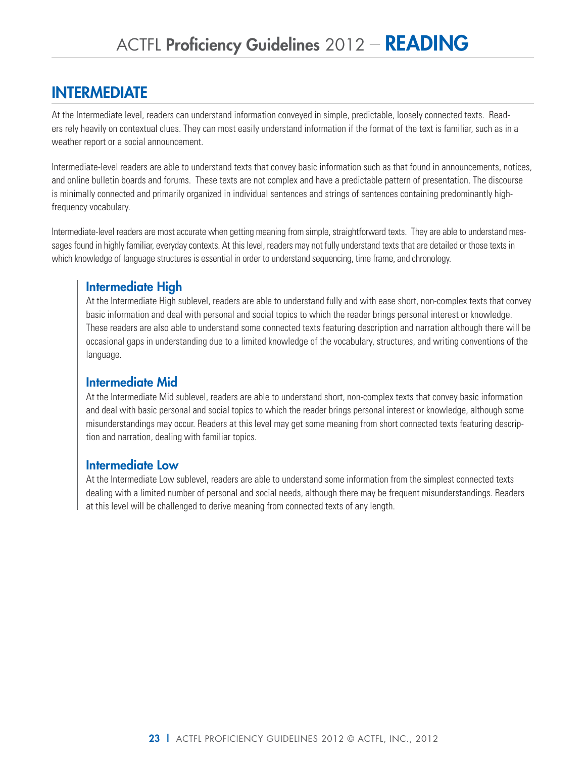# INTERMEDIATE

At the Intermediate level, readers can understand information conveyed in simple, predictable, loosely connected texts. Readers rely heavily on contextual clues. They can most easily understand information if the format of the text is familiar, such as in a weather report or a social announcement.

Intermediate-level readers are able to understand texts that convey basic information such as that found in announcements, notices, and online bulletin boards and forums. These texts are not complex and have a predictable pattern of presentation. The discourse is minimally connected and primarily organized in individual sentences and strings of sentences containing predominantly high-frequency vocabulary.

Intermediate-level readers are most accurate when getting meaning from simple, straightforward texts. They are able to understand messages found in highly familiar, everyday contexts. At this level, readers may not fully understand texts that are detailed or those texts in which knowledge of language structures is essential in order to understand sequencing, time frame, and chronology.

## Intermediate High

At the Intermediate High sublevel, readers are able to understand fully and with ease short, non-complex texts that convey basic information and deal with personal and social topics to which the reader brings personal interest or knowledge. These readers are also able to understand some connected texts featuring description and narration although there will be occasional gaps in understanding due to a limited knowledge of the vocabulary, structures, and writing conventions of the language.

## Intermediate Mid

At the Intermediate Mid sublevel, readers are able to understand short, non-complex texts that convey basic information and deal with basic personal and social topics to which the reader brings personal interest or knowledge, although some misunderstandings may occur. Readers at this level may get some meaning from short connected texts featuring description and narration, dealing with familiar topics.

## Intermediate Low

At the Intermediate Low sublevel, readers are able to understand some information from the simplest connected texts dealing with a limited number of personal and social needs, although there may be frequent misunderstandings. Readers at this level will be challenged to derive meaning from connected texts of any length.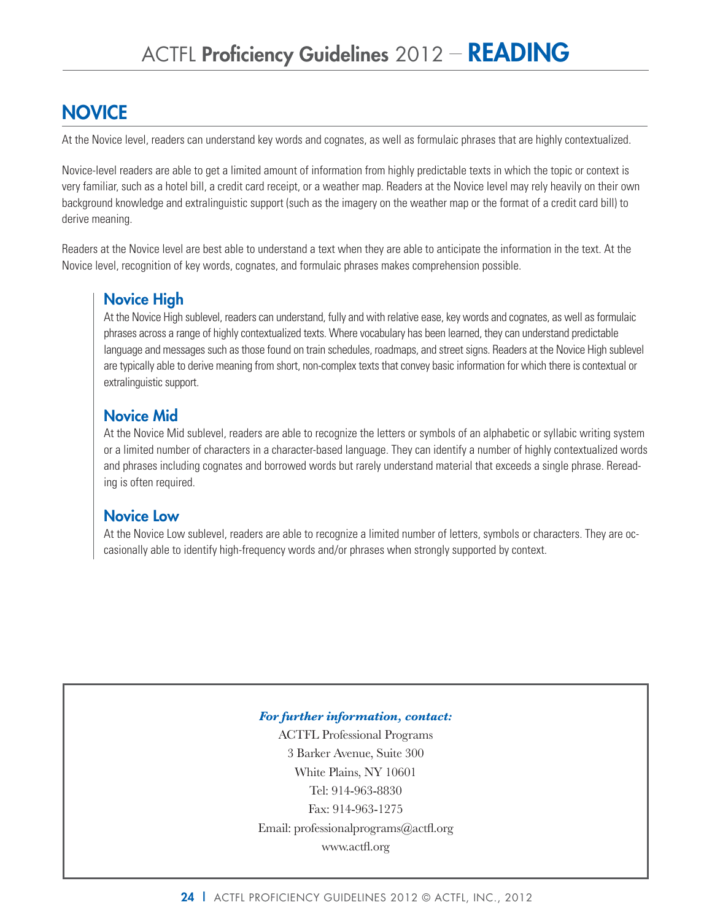# ACTFL **Proficiency Guidelines** 2012 – **READING**

## NOVICE

At the Novice level, readers can understand key words and cognates, as well as formulaic phrases that are highly contextualized.

Novice-level readers are able to get a limited amount of information from highly predictable texts in which the topic or context is very familiar, such as a hotel bill, a credit card receipt, or a weather map. Readers at the Novice level may rely heavily on their own background knowledge and extralinguistic support (such as the imagery on the weather map or the format of a credit card bill) to derive meaning.

Readers at the Novice level are best able to understand a text when they are able to anticipate the information in the text. At the Novice level, recognition of key words, cognates, and formulaic phrases makes comprehension possible.

### Novice High

At the Novice High sublevel, readers can understand, fully and with relative ease, key words and cognates, as well as formulaic phrases across a range of highly contextualized texts. Where vocabulary has been learned, they can understand predictable language and messages such as those found on train schedules, roadmaps, and street signs. Readers at the Novice High sublevel are typically able to derive meaning from short, non-complex texts that convey basic information for which there is contextual or extralinguistic support.

### Novice Mid

At the Novice Mid sublevel, readers are able to recognize the letters or symbols of an alphabetic or syllabic writing system or a limited number of characters in a character-based language. They can identify a number of highly contextualized words and phrases including cognates and borrowed words but rarely understand material that exceeds a single phrase. Rereading is often required.

### Novice Low

At the Novice Low sublevel, readers are able to recognize a limited number of letters, symbols or characters. They are occasionally able to identify high-frequency words and/or phrases when strongly supported by context.

***For further information, contact:***

ACTFL Professional Programs
3 Barker Avenue, Suite 300
White Plains, NY 10601
Tel: 914-963-8830
Fax: 914-963-1275
Email: professionalprograms@actfl.org
www.actfl.org